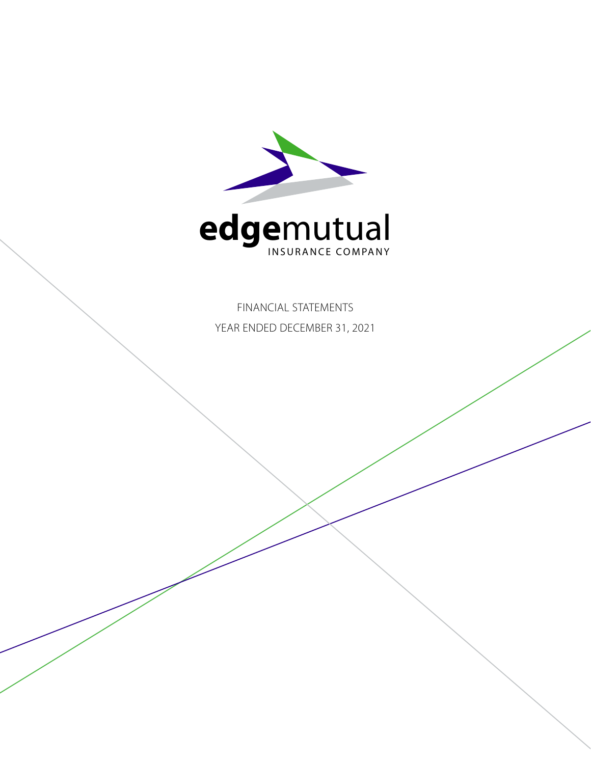# edgemutual

INSURANCE COMPANY

FINANCIAL STATEMENTS

YEAR ENDED DECEMBER 31, 2021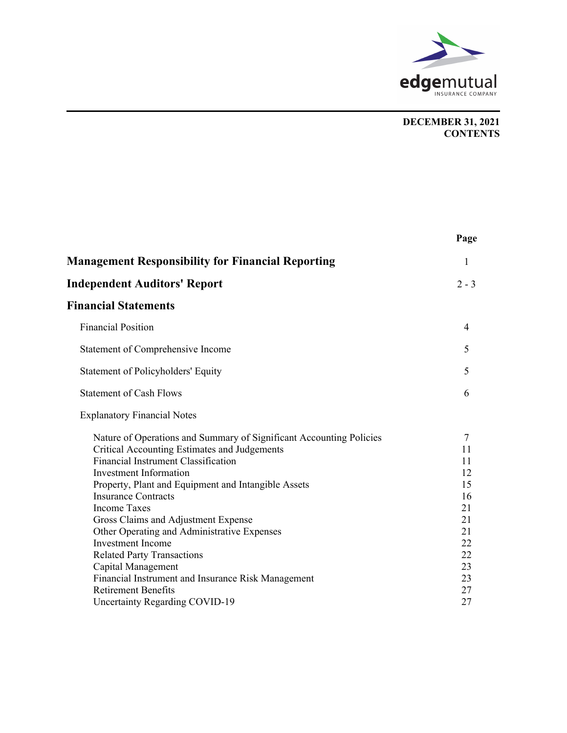edgemutual
INSURANCE COMPANY

**DECEMBER 31, 2021**
**CONTENTS**

| | Page |
|---|---|
| **Management Responsibility for Financial Reporting** | 1 |
| **Independent Auditors' Report** | 2 - 3 |
| **Financial Statements** | |
| Financial Position | 4 |
| Statement of Comprehensive Income | 5 |
| Statement of Policyholders' Equity | 5 |
| Statement of Cash Flows | 6 |
| Explanatory Financial Notes | |
| Nature of Operations and Summary of Significant Accounting Policies | 7 |
| Critical Accounting Estimates and Judgements | 11 |
| Financial Instrument Classification | 11 |
| Investment Information | 12 |
| Property, Plant and Equipment and Intangible Assets | 15 |
| Insurance Contracts | 16 |
| Income Taxes | 21 |
| Gross Claims and Adjustment Expense | 21 |
| Other Operating and Administrative Expenses | 21 |
| Investment Income | 22 |
| Related Party Transactions | 22 |
| Capital Management | 23 |
| Financial Instrument and Insurance Risk Management | 23 |
| Retirement Benefits | 27 |
| Uncertainty Regarding COVID-19 | 27 |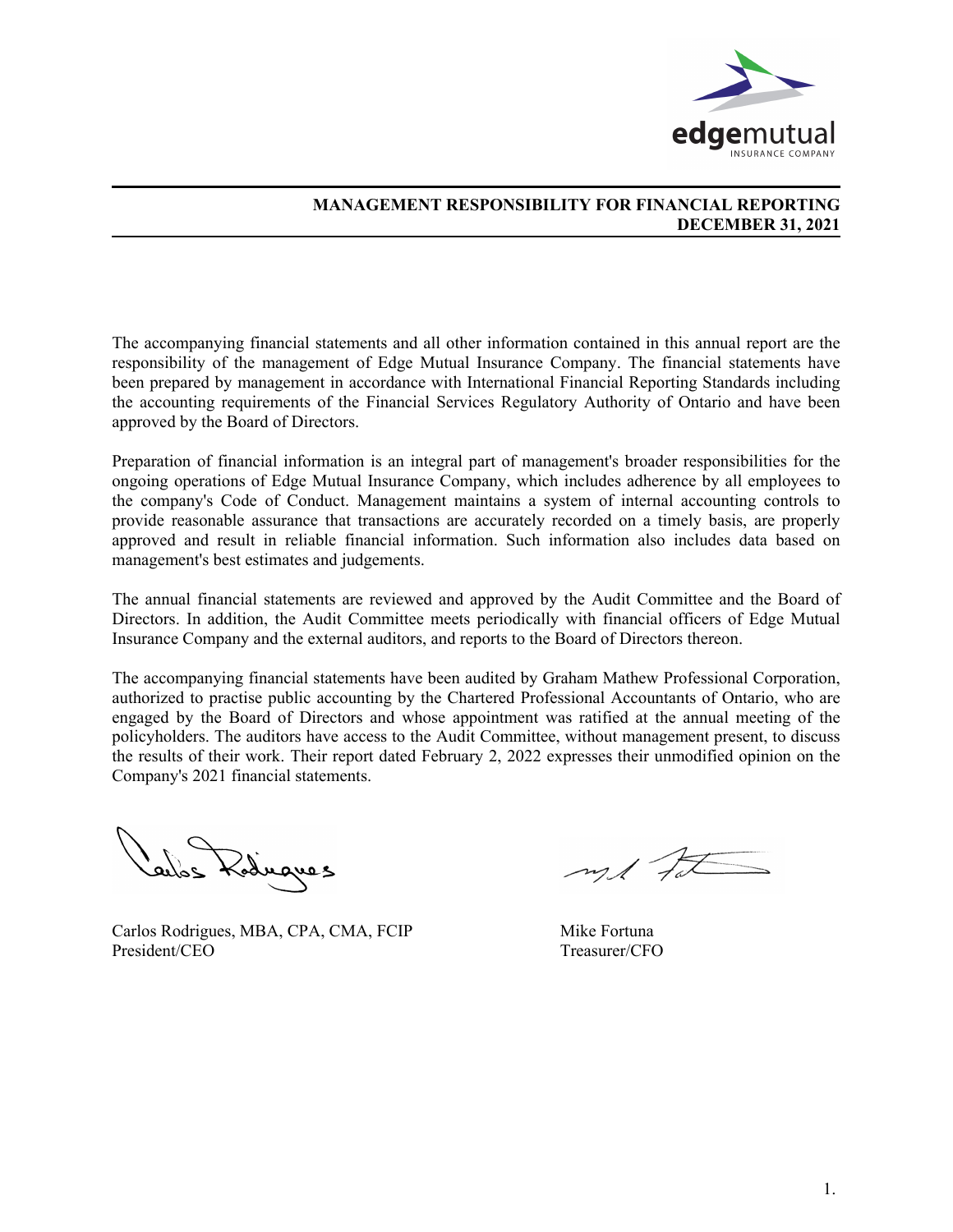edgemutual
INSURANCE COMPANY

## MANAGEMENT RESPONSIBILITY FOR FINANCIAL REPORTING
## DECEMBER 31, 2021

The accompanying financial statements and all other information contained in this annual report are the responsibility of the management of Edge Mutual Insurance Company. The financial statements have been prepared by management in accordance with International Financial Reporting Standards including the accounting requirements of the Financial Services Regulatory Authority of Ontario and have been approved by the Board of Directors.

Preparation of financial information is an integral part of management's broader responsibilities for the ongoing operations of Edge Mutual Insurance Company, which includes adherence by all employees to the company's Code of Conduct. Management maintains a system of internal accounting controls to provide reasonable assurance that transactions are accurately recorded on a timely basis, are properly approved and result in reliable financial information. Such information also includes data based on management's best estimates and judgements.

The annual financial statements are reviewed and approved by the Audit Committee and the Board of Directors. In addition, the Audit Committee meets periodically with financial officers of Edge Mutual Insurance Company and the external auditors, and reports to the Board of Directors thereon.

The accompanying financial statements have been audited by Graham Mathew Professional Corporation, authorized to practise public accounting by the Chartered Professional Accountants of Ontario, who are engaged by the Board of Directors and whose appointment was ratified at the annual meeting of the policyholders. The auditors have access to the Audit Committee, without management present, to discuss the results of their work. Their report dated February 2, 2022 expresses their unmodified opinion on the Company's 2021 financial statements.

Carlos Rodrigues, MBA, CPA, CMA, FCIP
President/CEO

Mike Fortuna
Treasurer/CFO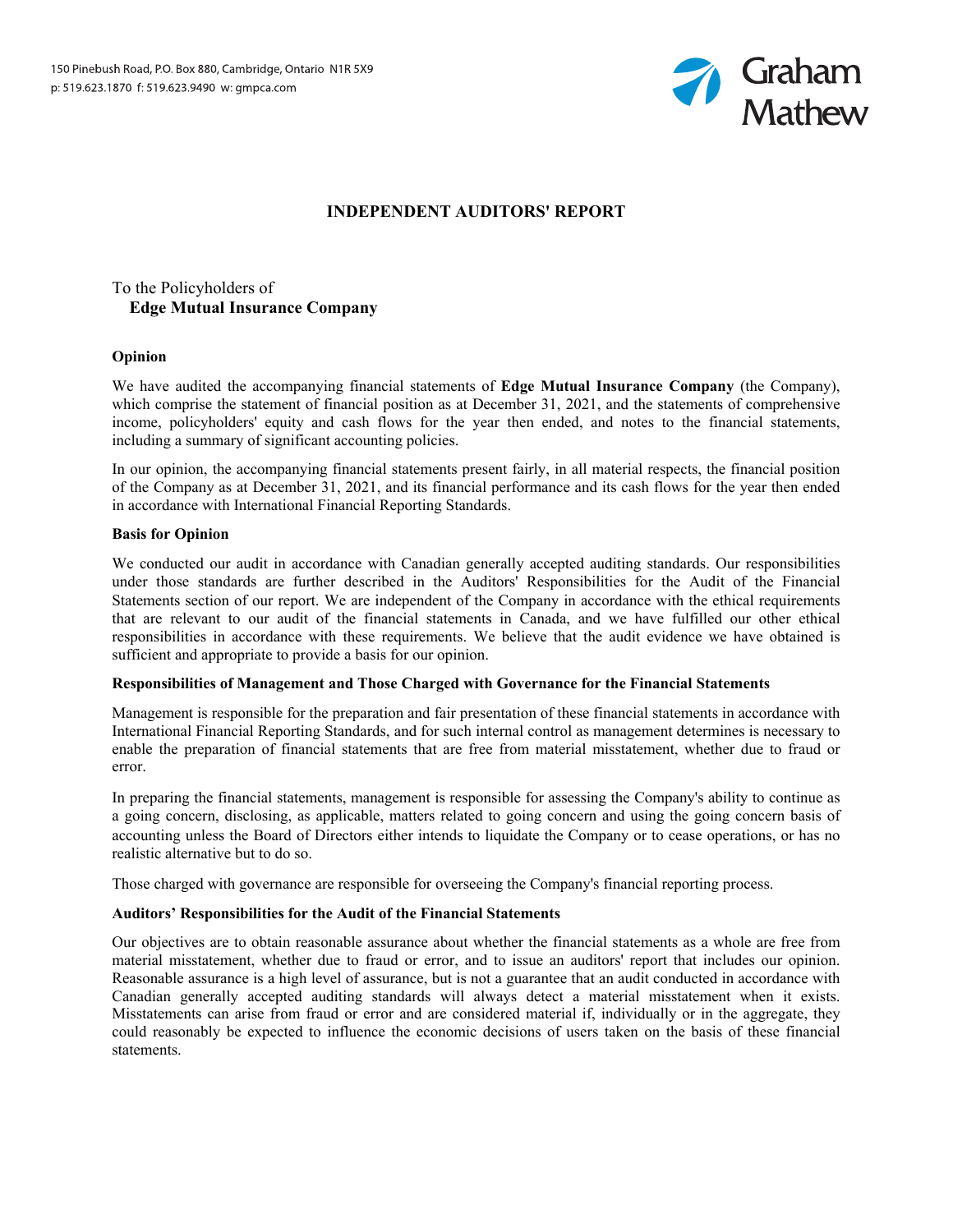150 Pinebush Road, P.O. Box 880, Cambridge, Ontario N1R 5X9
p: 519.623.1870 f: 519.623.9490 w: gmpca.com

Graham Mathew

# INDEPENDENT AUDITORS' REPORT

To the Policyholders of
**Edge Mutual Insurance Company**

### Opinion

We have audited the accompanying financial statements of **Edge Mutual Insurance Company** (the Company), which comprise the statement of financial position as at December 31, 2021, and the statements of comprehensive income, policyholders' equity and cash flows for the year then ended, and notes to the financial statements, including a summary of significant accounting policies.

In our opinion, the accompanying financial statements present fairly, in all material respects, the financial position of the Company as at December 31, 2021, and its financial performance and its cash flows for the year then ended in accordance with International Financial Reporting Standards.

### Basis for Opinion

We conducted our audit in accordance with Canadian generally accepted auditing standards. Our responsibilities under those standards are further described in the Auditors' Responsibilities for the Audit of the Financial Statements section of our report. We are independent of the Company in accordance with the ethical requirements that are relevant to our audit of the financial statements in Canada, and we have fulfilled our other ethical responsibilities in accordance with these requirements. We believe that the audit evidence we have obtained is sufficient and appropriate to provide a basis for our opinion.

### Responsibilities of Management and Those Charged with Governance for the Financial Statements

Management is responsible for the preparation and fair presentation of these financial statements in accordance with International Financial Reporting Standards, and for such internal control as management determines is necessary to enable the preparation of financial statements that are free from material misstatement, whether due to fraud or error.

In preparing the financial statements, management is responsible for assessing the Company's ability to continue as a going concern, disclosing, as applicable, matters related to going concern and using the going concern basis of accounting unless the Board of Directors either intends to liquidate the Company or to cease operations, or has no realistic alternative but to do so.

Those charged with governance are responsible for overseeing the Company's financial reporting process.

### Auditors' Responsibilities for the Audit of the Financial Statements

Our objectives are to obtain reasonable assurance about whether the financial statements as a whole are free from material misstatement, whether due to fraud or error, and to issue an auditors' report that includes our opinion. Reasonable assurance is a high level of assurance, but is not a guarantee that an audit conducted in accordance with Canadian generally accepted auditing standards will always detect a material misstatement when it exists. Misstatements can arise from fraud or error and are considered material if, individually or in the aggregate, they could reasonably be expected to influence the economic decisions of users taken on the basis of these financial statements.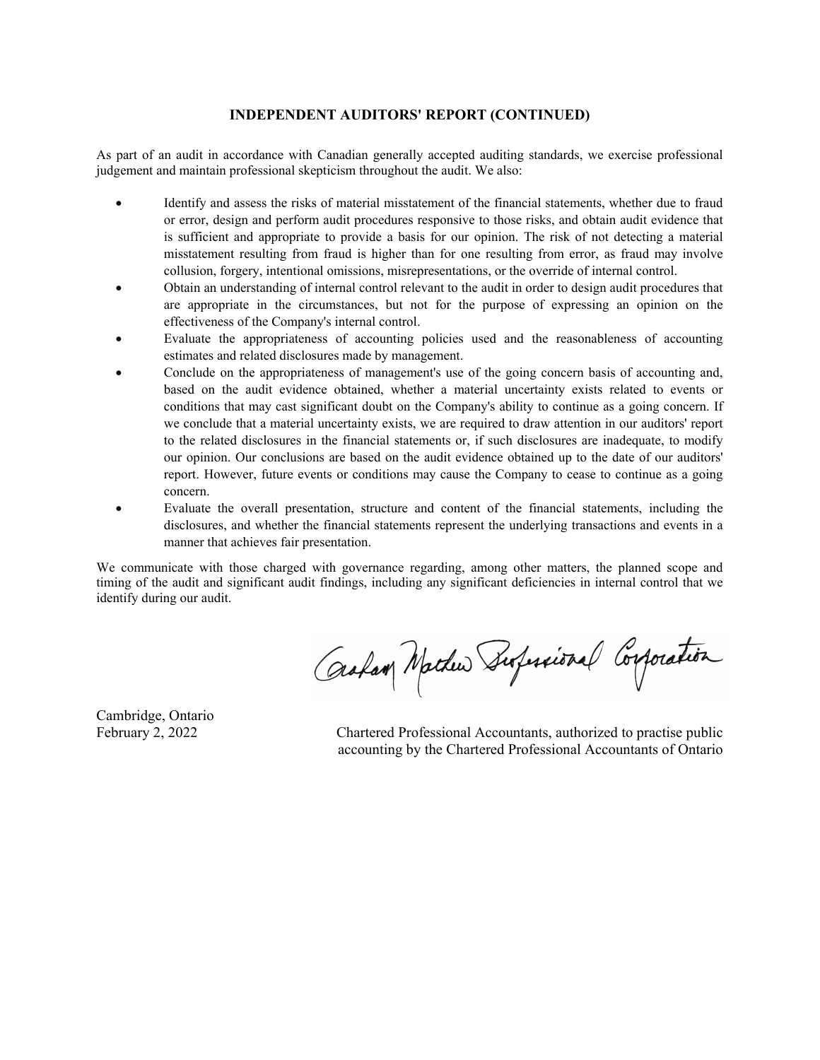**INDEPENDENT AUDITORS' REPORT (CONTINUED)**

As part of an audit in accordance with Canadian generally accepted auditing standards, we exercise professional judgement and maintain professional skepticism throughout the audit. We also:

- Identify and assess the risks of material misstatement of the financial statements, whether due to fraud or error, design and perform audit procedures responsive to those risks, and obtain audit evidence that is sufficient and appropriate to provide a basis for our opinion. The risk of not detecting a material misstatement resulting from fraud is higher than for one resulting from error, as fraud may involve collusion, forgery, intentional omissions, misrepresentations, or the override of internal control.
- Obtain an understanding of internal control relevant to the audit in order to design audit procedures that are appropriate in the circumstances, but not for the purpose of expressing an opinion on the effectiveness of the Company's internal control.
- Evaluate the appropriateness of accounting policies used and the reasonableness of accounting estimates and related disclosures made by management.
- Conclude on the appropriateness of management's use of the going concern basis of accounting and, based on the audit evidence obtained, whether a material uncertainty exists related to events or conditions that may cast significant doubt on the Company's ability to continue as a going concern. If we conclude that a material uncertainty exists, we are required to draw attention in our auditors' report to the related disclosures in the financial statements or, if such disclosures are inadequate, to modify our opinion. Our conclusions are based on the audit evidence obtained up to the date of our auditors' report. However, future events or conditions may cause the Company to cease to continue as a going concern.
- Evaluate the overall presentation, structure and content of the financial statements, including the disclosures, and whether the financial statements represent the underlying transactions and events in a manner that achieves fair presentation.

We communicate with those charged with governance regarding, among other matters, the planned scope and timing of the audit and significant audit findings, including any significant deficiencies in internal control that we identify during our audit.

Graham Mathew Professional Corporation

Cambridge, Ontario
February 2, 2022

Chartered Professional Accountants, authorized to practise public accounting by the Chartered Professional Accountants of Ontario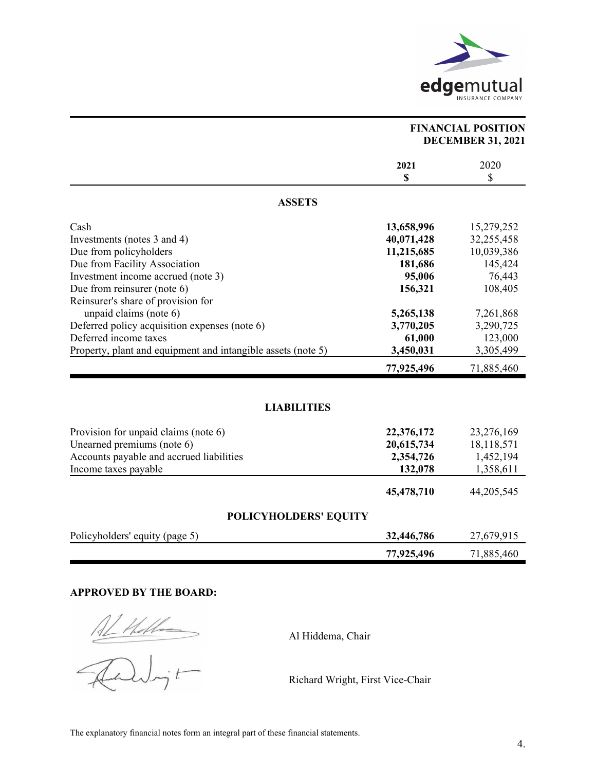# FINANCIAL POSITION
## DECEMBER 31, 2021

| | **2021** **$** | 2020 $ |
|---|---|---|
| **ASSETS** | | |
| Cash | **13,658,996** | 15,279,252 |
| Investments (notes 3 and 4) | **40,071,428** | 32,255,458 |
| Due from policyholders | **11,215,685** | 10,039,386 |
| Due from Facility Association | **181,686** | 145,424 |
| Investment income accrued (note 3) | **95,006** | 76,443 |
| Due from reinsurer (note 6) | **156,321** | 108,405 |
| Reinsurer's share of provision for unpaid claims (note 6) | **5,265,138** | 7,261,868 |
| Deferred policy acquisition expenses (note 6) | **3,770,205** | 3,290,725 |
| Deferred income taxes | **61,000** | 123,000 |
| Property, plant and equipment and intangible assets (note 5) | **3,450,031** | 3,305,499 |
| | **77,925,496** | 71,885,460 |

| | **2021** **$** | 2020 $ |
|---|---|---|
| **LIABILITIES** | | |
| Provision for unpaid claims (note 6) | **22,376,172** | 23,276,169 |
| Unearned premiums (note 6) | **20,615,734** | 18,118,571 |
| Accounts payable and accrued liabilities | **2,354,726** | 1,452,194 |
| Income taxes payable | **132,078** | 1,358,611 |
| | **45,478,710** | 44,205,545 |
| **POLICYHOLDERS' EQUITY** | | |
| Policyholders' equity (page 5) | **32,446,786** | 27,679,915 |
| | **77,925,496** | 71,885,460 |

**APPROVED BY THE BOARD:**

Al Hiddema, Chair

Richard Wright, First Vice-Chair

The explanatory financial notes form an integral part of these financial statements.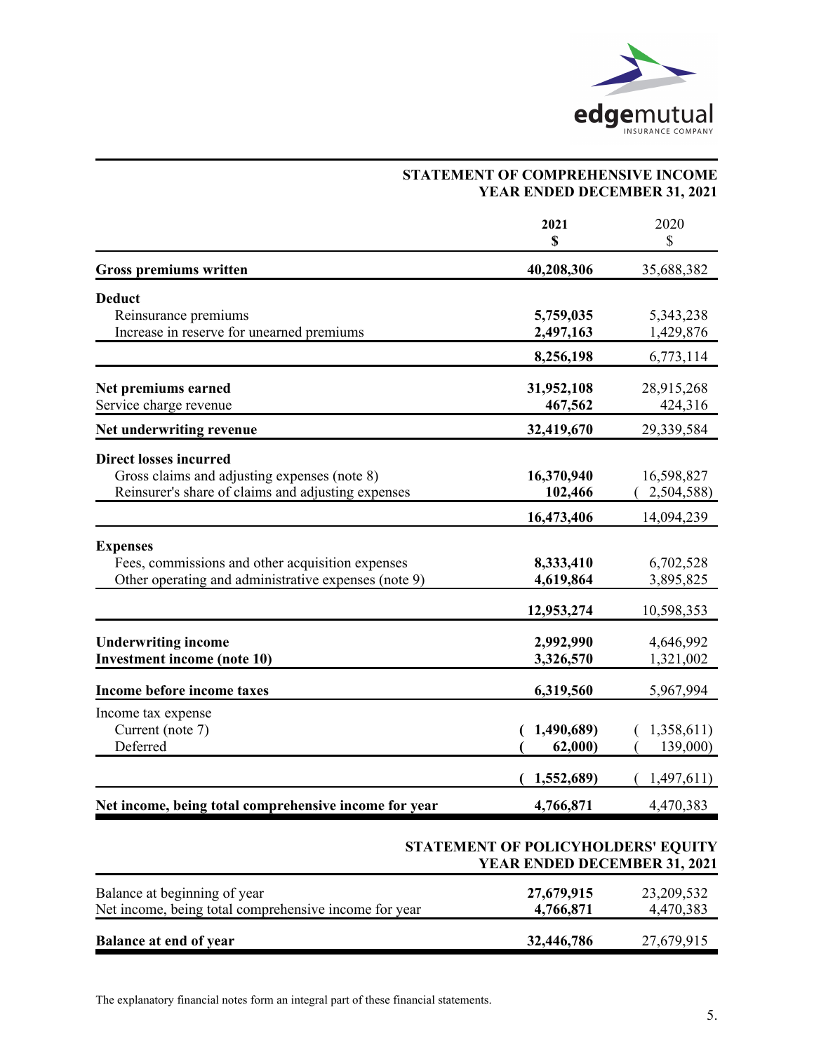edgemutual
INSURANCE COMPANY

## STATEMENT OF COMPREHENSIVE INCOME
## YEAR ENDED DECEMBER 31, 2021

| | **2021** **$** | 2020 $ |
|---|---|---|
| **Gross premiums written** | **40,208,306** | 35,688,382 |
| **Deduct** | | |
| Reinsurance premiums | **5,759,035** | 5,343,238 |
| Increase in reserve for unearned premiums | **2,497,163** | 1,429,876 |
| | **8,256,198** | 6,773,114 |
| **Net premiums earned** | **31,952,108** | 28,915,268 |
| Service charge revenue | **467,562** | 424,316 |
| **Net underwriting revenue** | **32,419,670** | 29,339,584 |
| **Direct losses incurred** | | |
| Gross claims and adjusting expenses (note 8) | **16,370,940** | 16,598,827 |
| Reinsurer's share of claims and adjusting expenses | **102,466** | ( 2,504,588) |
| | **16,473,406** | 14,094,239 |
| **Expenses** | | |
| Fees, commissions and other acquisition expenses | **8,333,410** | 6,702,528 |
| Other operating and administrative expenses (note 9) | **4,619,864** | 3,895,825 |
| | **12,953,274** | 10,598,353 |
| **Underwriting income** | **2,992,990** | 4,646,992 |
| **Investment income (note 10)** | **3,326,570** | 1,321,002 |
| **Income before income taxes** | **6,319,560** | 5,967,994 |
| Income tax expense | | |
| Current (note 7) | **( 1,490,689)** | ( 1,358,611) |
| Deferred | **( 62,000)** | ( 139,000) |
| | **( 1,552,689)** | ( 1,497,611) |
| **Net income, being total comprehensive income for year** | **4,766,871** | 4,470,383 |

## STATEMENT OF POLICYHOLDERS' EQUITY
## YEAR ENDED DECEMBER 31, 2021

| | **2021** | 2020 |
|---|---|---|
| Balance at beginning of year | **27,679,915** | 23,209,532 |
| Net income, being total comprehensive income for year | **4,766,871** | 4,470,383 |
| **Balance at end of year** | **32,446,786** | 27,679,915 |

The explanatory financial notes form an integral part of these financial statements.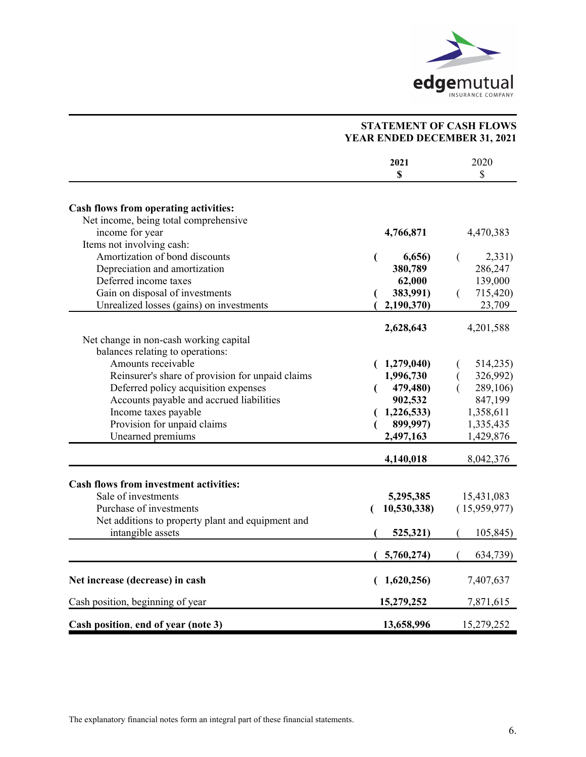## STATEMENT OF CASH FLOWS
## YEAR ENDED DECEMBER 31, 2021

| | 2021 $ | 2020 $ |
|---|---|---|
| **Cash flows from operating activities:** | | |
| Net income, being total comprehensive income for year | **4,766,871** | 4,470,383 |
| Items not involving cash: | | |
| Amortization of bond discounts | **( 6,656)** | ( 2,331) |
| Depreciation and amortization | **380,789** | 286,247 |
| Deferred income taxes | **62,000** | 139,000 |
| Gain on disposal of investments | **( 383,991)** | ( 715,420) |
| Unrealized losses (gains) on investments | **( 2,190,370)** | 23,709 |
| | **2,628,643** | 4,201,588 |
| Net change in non-cash working capital balances relating to operations: | | |
| Amounts receivable | **( 1,279,040)** | ( 514,235) |
| Reinsurer's share of provision for unpaid claims | **1,996,730** | ( 326,992) |
| Deferred policy acquisition expenses | **( 479,480)** | ( 289,106) |
| Accounts payable and accrued liabilities | **902,532** | 847,199 |
| Income taxes payable | **( 1,226,533)** | 1,358,611 |
| Provision for unpaid claims | **( 899,997)** | 1,335,435 |
| Unearned premiums | **2,497,163** | 1,429,876 |
| | **4,140,018** | 8,042,376 |
| **Cash flows from investment activities:** | | |
| Sale of investments | **5,295,385** | 15,431,083 |
| Purchase of investments | **( 10,530,338)** | ( 15,959,977) |
| Net additions to property plant and equipment and intangible assets | **( 525,321)** | ( 105,845) |
| | **( 5,760,274)** | ( 634,739) |
| **Net increase (decrease) in cash** | **( 1,620,256)** | 7,407,637 |
| Cash position, beginning of year | **15,279,252** | 7,871,615 |
| **Cash position, end of year (note 3)** | **13,658,996** | 15,279,252 |

The explanatory financial notes form an integral part of these financial statements.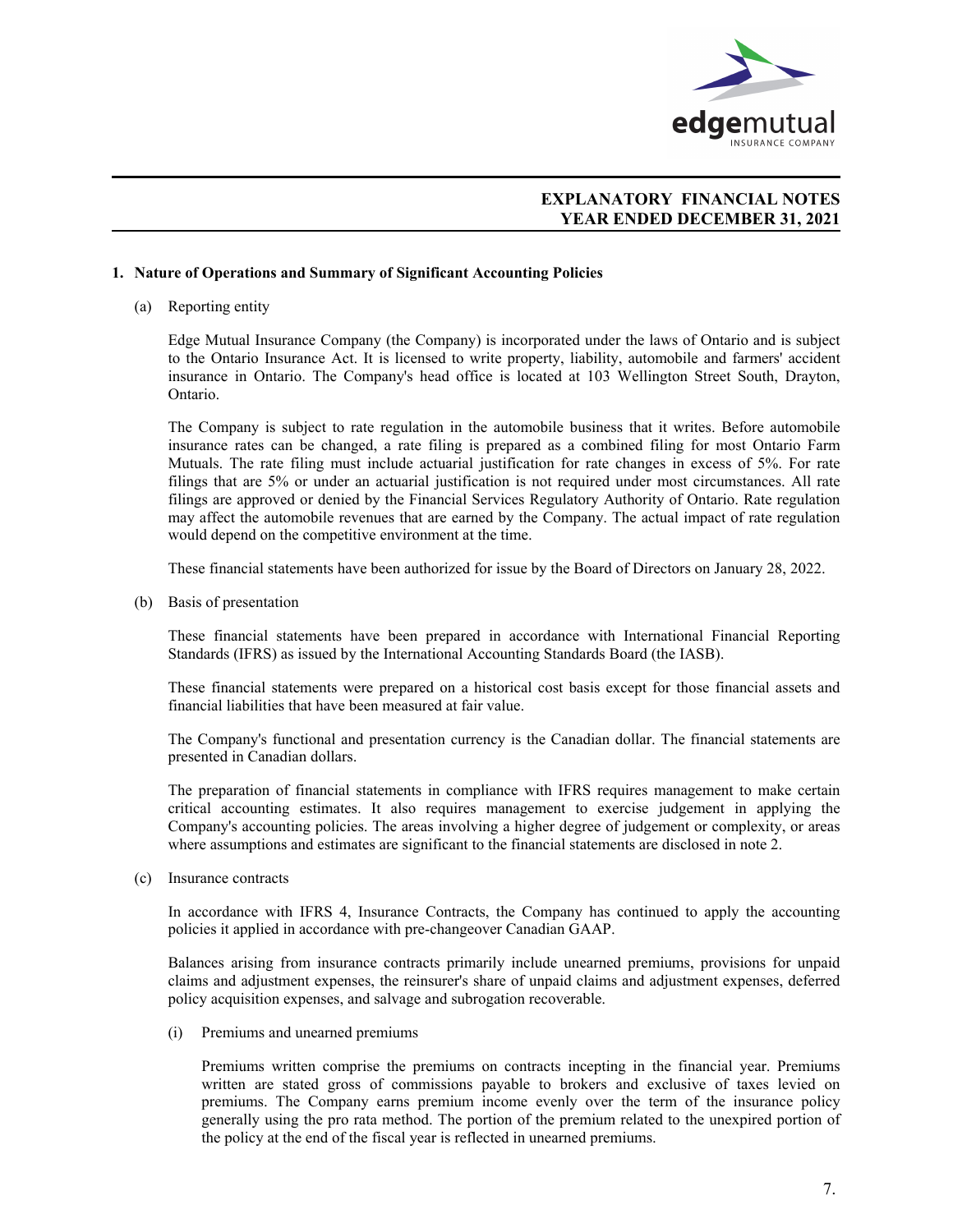# EXPLANATORY FINANCIAL NOTES
## YEAR ENDED DECEMBER 31, 2021

### 1. Nature of Operations and Summary of Significant Accounting Policies

(a) Reporting entity

Edge Mutual Insurance Company (the Company) is incorporated under the laws of Ontario and is subject to the Ontario Insurance Act. It is licensed to write property, liability, automobile and farmers' accident insurance in Ontario. The Company's head office is located at 103 Wellington Street South, Drayton, Ontario.

The Company is subject to rate regulation in the automobile business that it writes. Before automobile insurance rates can be changed, a rate filing is prepared as a combined filing for most Ontario Farm Mutuals. The rate filing must include actuarial justification for rate changes in excess of 5%. For rate filings that are 5% or under an actuarial justification is not required under most circumstances. All rate filings are approved or denied by the Financial Services Regulatory Authority of Ontario. Rate regulation may affect the automobile revenues that are earned by the Company. The actual impact of rate regulation would depend on the competitive environment at the time.

These financial statements have been authorized for issue by the Board of Directors on January 28, 2022.

(b) Basis of presentation

These financial statements have been prepared in accordance with International Financial Reporting Standards (IFRS) as issued by the International Accounting Standards Board (the IASB).

These financial statements were prepared on a historical cost basis except for those financial assets and financial liabilities that have been measured at fair value.

The Company's functional and presentation currency is the Canadian dollar. The financial statements are presented in Canadian dollars.

The preparation of financial statements in compliance with IFRS requires management to make certain critical accounting estimates. It also requires management to exercise judgement in applying the Company's accounting policies. The areas involving a higher degree of judgement or complexity, or areas where assumptions and estimates are significant to the financial statements are disclosed in note 2.

(c) Insurance contracts

In accordance with IFRS 4, Insurance Contracts, the Company has continued to apply the accounting policies it applied in accordance with pre-changeover Canadian GAAP.

Balances arising from insurance contracts primarily include unearned premiums, provisions for unpaid claims and adjustment expenses, the reinsurer's share of unpaid claims and adjustment expenses, deferred policy acquisition expenses, and salvage and subrogation recoverable.

(i) Premiums and unearned premiums

Premiums written comprise the premiums on contracts incepting in the financial year. Premiums written are stated gross of commissions payable to brokers and exclusive of taxes levied on premiums. The Company earns premium income evenly over the term of the insurance policy generally using the pro rata method. The portion of the premium related to the unexpired portion of the policy at the end of the fiscal year is reflected in unearned premiums.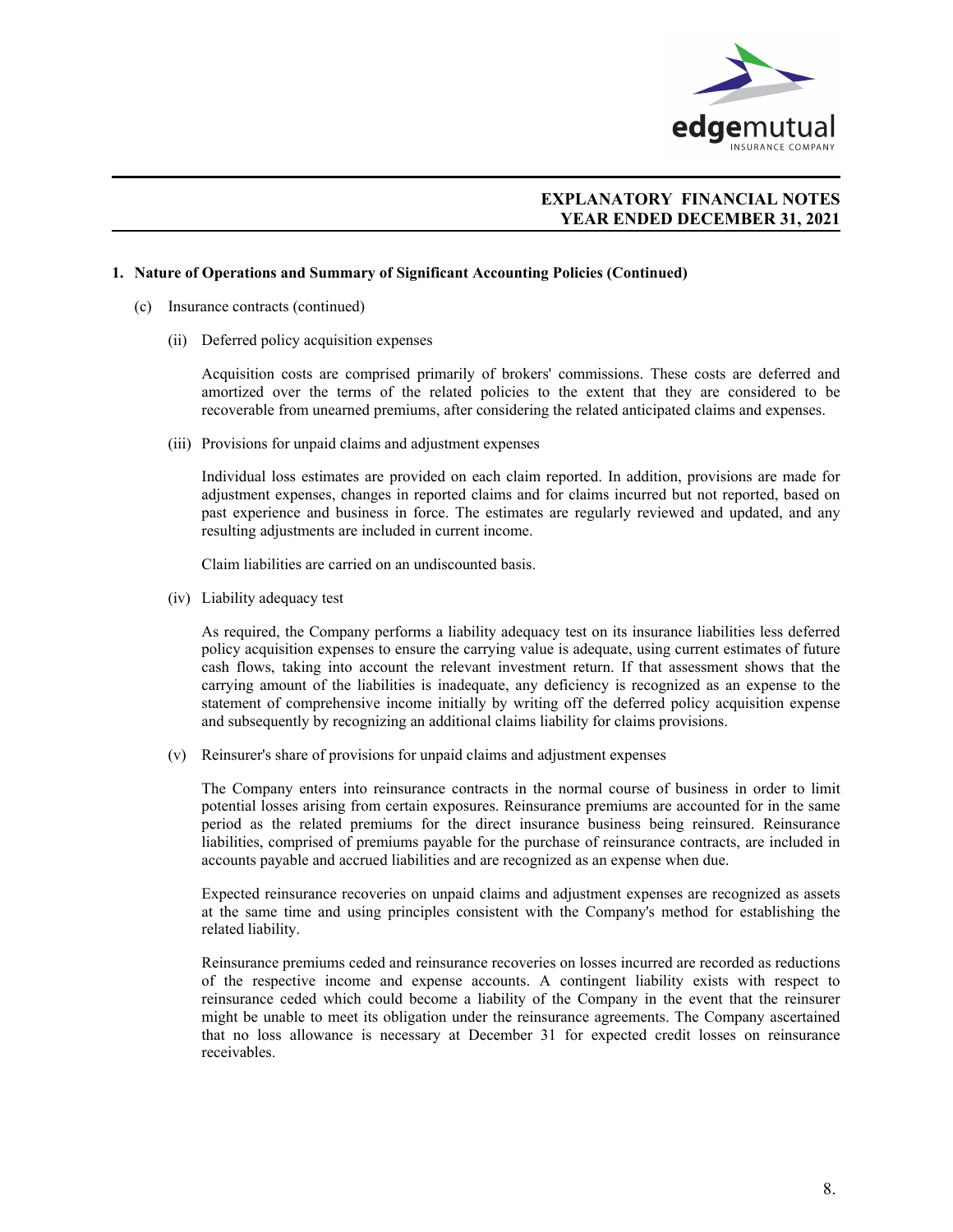## EXPLANATORY FINANCIAL NOTES
## YEAR ENDED DECEMBER 31, 2021

**1. Nature of Operations and Summary of Significant Accounting Policies (Continued)**

(c) Insurance contracts (continued)

(ii) Deferred policy acquisition expenses

Acquisition costs are comprised primarily of brokers' commissions. These costs are deferred and amortized over the terms of the related policies to the extent that they are considered to be recoverable from unearned premiums, after considering the related anticipated claims and expenses.

(iii) Provisions for unpaid claims and adjustment expenses

Individual loss estimates are provided on each claim reported. In addition, provisions are made for adjustment expenses, changes in reported claims and for claims incurred but not reported, based on past experience and business in force. The estimates are regularly reviewed and updated, and any resulting adjustments are included in current income.

Claim liabilities are carried on an undiscounted basis.

(iv) Liability adequacy test

As required, the Company performs a liability adequacy test on its insurance liabilities less deferred policy acquisition expenses to ensure the carrying value is adequate, using current estimates of future cash flows, taking into account the relevant investment return. If that assessment shows that the carrying amount of the liabilities is inadequate, any deficiency is recognized as an expense to the statement of comprehensive income initially by writing off the deferred policy acquisition expense and subsequently by recognizing an additional claims liability for claims provisions.

(v) Reinsurer's share of provisions for unpaid claims and adjustment expenses

The Company enters into reinsurance contracts in the normal course of business in order to limit potential losses arising from certain exposures. Reinsurance premiums are accounted for in the same period as the related premiums for the direct insurance business being reinsured. Reinsurance liabilities, comprised of premiums payable for the purchase of reinsurance contracts, are included in accounts payable and accrued liabilities and are recognized as an expense when due.

Expected reinsurance recoveries on unpaid claims and adjustment expenses are recognized as assets at the same time and using principles consistent with the Company's method for establishing the related liability.

Reinsurance premiums ceded and reinsurance recoveries on losses incurred are recorded as reductions of the respective income and expense accounts. A contingent liability exists with respect to reinsurance ceded which could become a liability of the Company in the event that the reinsurer might be unable to meet its obligation under the reinsurance agreements. The Company ascertained that no loss allowance is necessary at December 31 for expected credit losses on reinsurance receivables.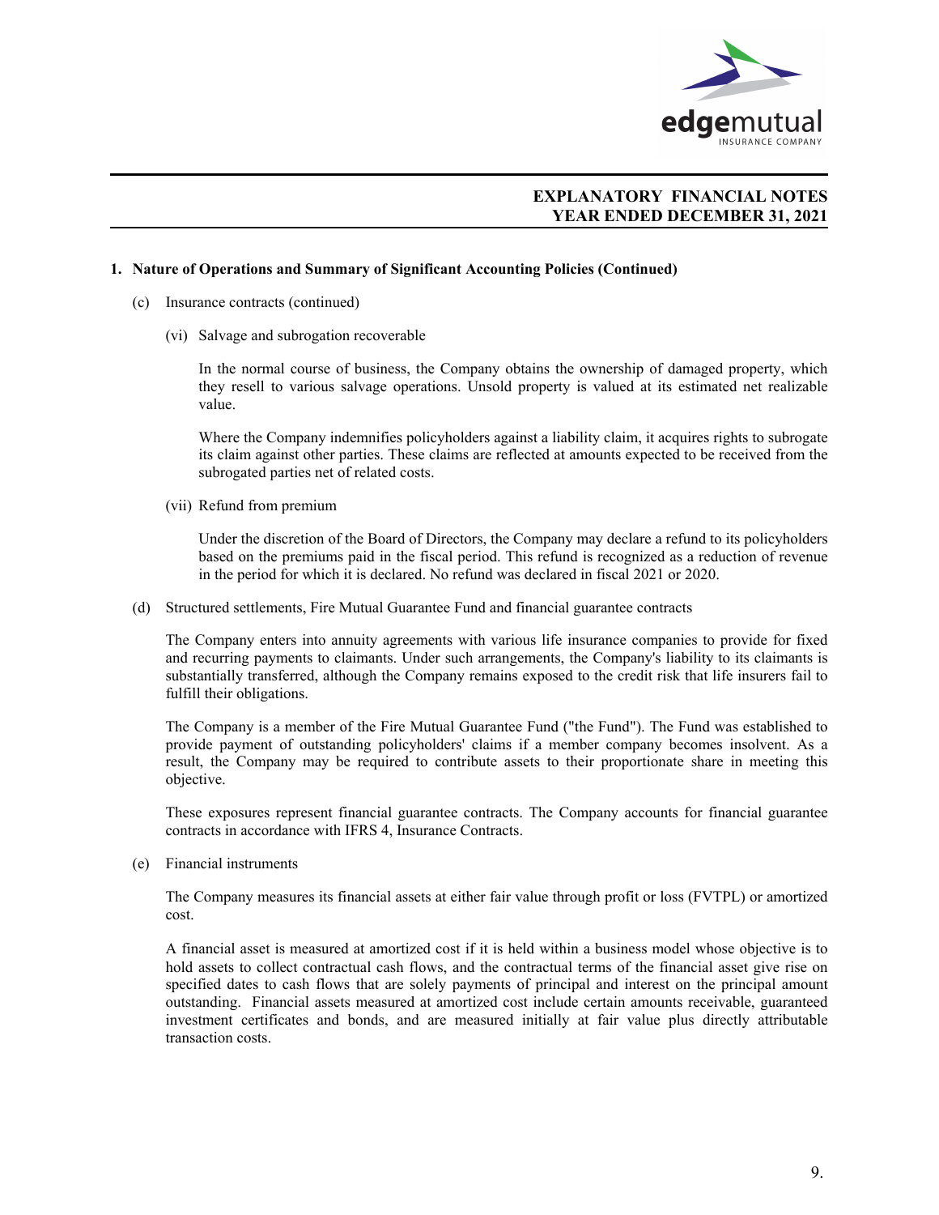## 1. Nature of Operations and Summary of Significant Accounting Policies (Continued)

(c) Insurance contracts (continued)

(vi) Salvage and subrogation recoverable

In the normal course of business, the Company obtains the ownership of damaged property, which they resell to various salvage operations. Unsold property is valued at its estimated net realizable value.

Where the Company indemnifies policyholders against a liability claim, it acquires rights to subrogate its claim against other parties. These claims are reflected at amounts expected to be received from the subrogated parties net of related costs.

(vii) Refund from premium

Under the discretion of the Board of Directors, the Company may declare a refund to its policyholders based on the premiums paid in the fiscal period. This refund is recognized as a reduction of revenue in the period for which it is declared. No refund was declared in fiscal 2021 or 2020.

(d) Structured settlements, Fire Mutual Guarantee Fund and financial guarantee contracts

The Company enters into annuity agreements with various life insurance companies to provide for fixed and recurring payments to claimants. Under such arrangements, the Company's liability to its claimants is substantially transferred, although the Company remains exposed to the credit risk that life insurers fail to fulfill their obligations.

The Company is a member of the Fire Mutual Guarantee Fund ("the Fund"). The Fund was established to provide payment of outstanding policyholders' claims if a member company becomes insolvent. As a result, the Company may be required to contribute assets to their proportionate share in meeting this objective.

These exposures represent financial guarantee contracts. The Company accounts for financial guarantee contracts in accordance with IFRS 4, Insurance Contracts.

(e) Financial instruments

The Company measures its financial assets at either fair value through profit or loss (FVTPL) or amortized cost.

A financial asset is measured at amortized cost if it is held within a business model whose objective is to hold assets to collect contractual cash flows, and the contractual terms of the financial asset give rise on specified dates to cash flows that are solely payments of principal and interest on the principal amount outstanding. Financial assets measured at amortized cost include certain amounts receivable, guaranteed investment certificates and bonds, and are measured initially at fair value plus directly attributable transaction costs.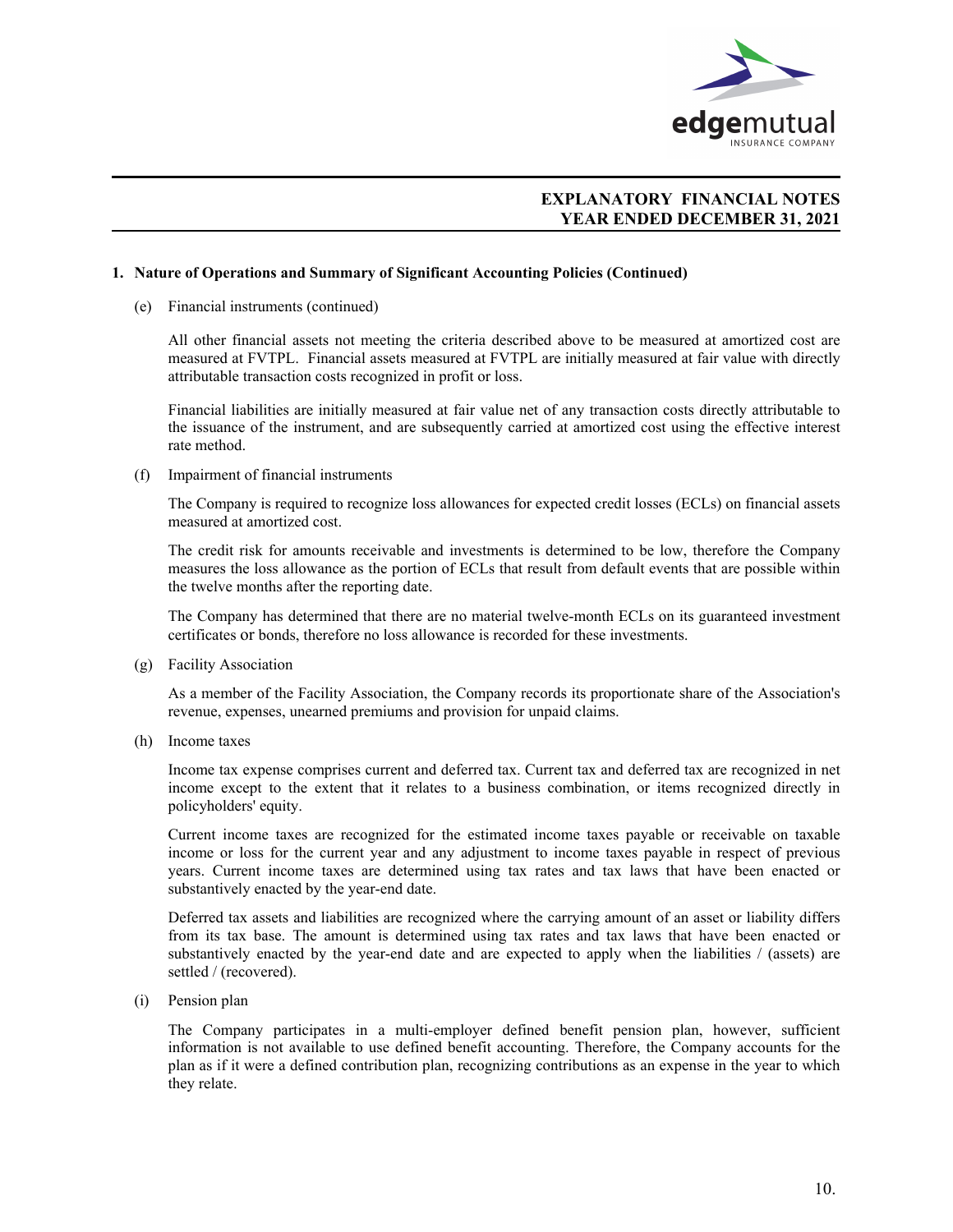## 1. Nature of Operations and Summary of Significant Accounting Policies (Continued)

(e) Financial instruments (continued)

All other financial assets not meeting the criteria described above to be measured at amortized cost are measured at FVTPL. Financial assets measured at FVTPL are initially measured at fair value with directly attributable transaction costs recognized in profit or loss.

Financial liabilities are initially measured at fair value net of any transaction costs directly attributable to the issuance of the instrument, and are subsequently carried at amortized cost using the effective interest rate method.

(f) Impairment of financial instruments

The Company is required to recognize loss allowances for expected credit losses (ECLs) on financial assets measured at amortized cost.

The credit risk for amounts receivable and investments is determined to be low, therefore the Company measures the loss allowance as the portion of ECLs that result from default events that are possible within the twelve months after the reporting date.

The Company has determined that there are no material twelve-month ECLs on its guaranteed investment certificates or bonds, therefore no loss allowance is recorded for these investments.

(g) Facility Association

As a member of the Facility Association, the Company records its proportionate share of the Association's revenue, expenses, unearned premiums and provision for unpaid claims.

(h) Income taxes

Income tax expense comprises current and deferred tax. Current tax and deferred tax are recognized in net income except to the extent that it relates to a business combination, or items recognized directly in policyholders' equity.

Current income taxes are recognized for the estimated income taxes payable or receivable on taxable income or loss for the current year and any adjustment to income taxes payable in respect of previous years. Current income taxes are determined using tax rates and tax laws that have been enacted or substantively enacted by the year-end date.

Deferred tax assets and liabilities are recognized where the carrying amount of an asset or liability differs from its tax base. The amount is determined using tax rates and tax laws that have been enacted or substantively enacted by the year-end date and are expected to apply when the liabilities / (assets) are settled / (recovered).

(i) Pension plan

The Company participates in a multi-employer defined benefit pension plan, however, sufficient information is not available to use defined benefit accounting. Therefore, the Company accounts for the plan as if it were a defined contribution plan, recognizing contributions as an expense in the year to which they relate.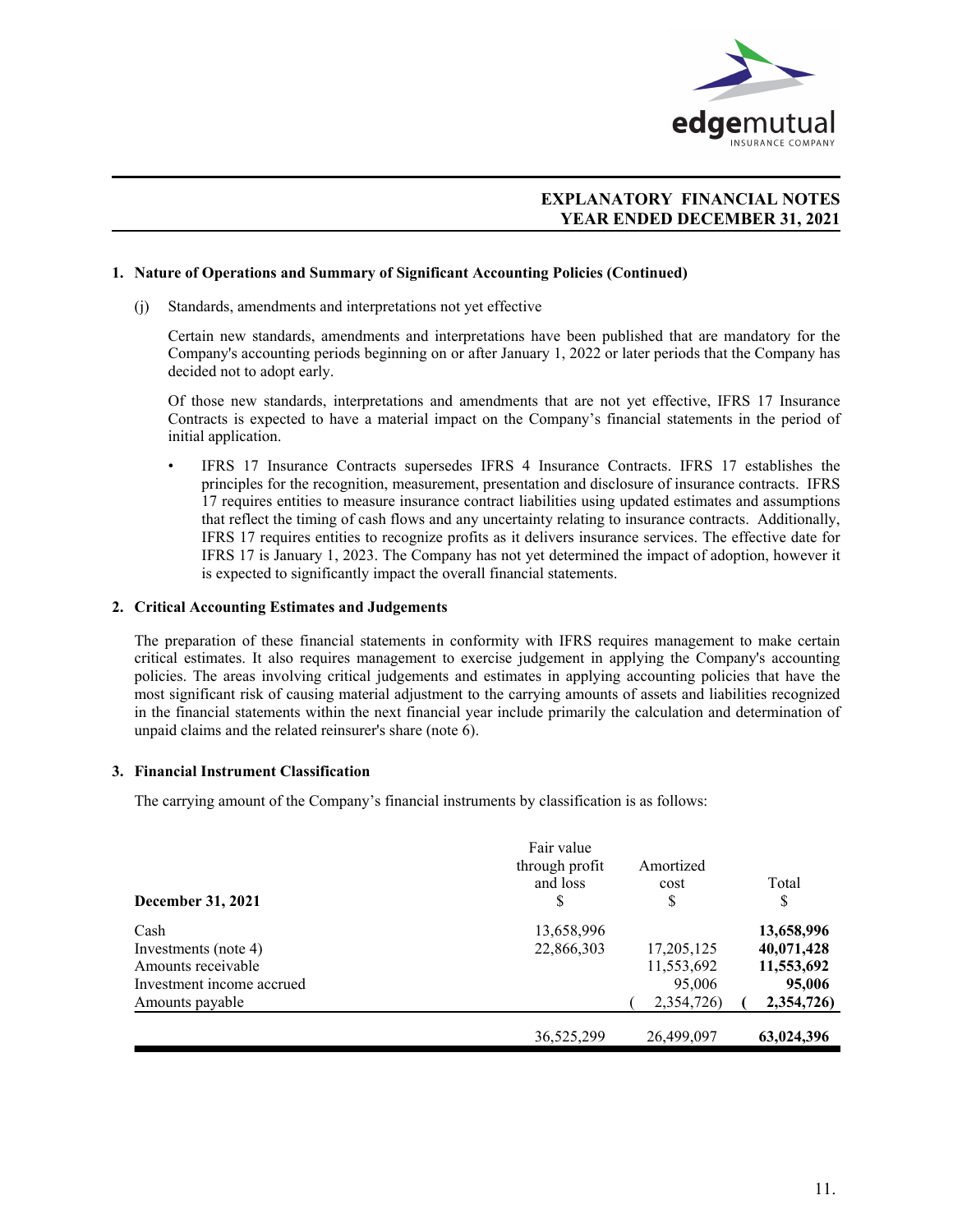# EXPLANATORY FINANCIAL NOTES
## YEAR ENDED DECEMBER 31, 2021

### 1. Nature of Operations and Summary of Significant Accounting Policies (Continued)

(j) Standards, amendments and interpretations not yet effective

Certain new standards, amendments and interpretations have been published that are mandatory for the Company's accounting periods beginning on or after January 1, 2022 or later periods that the Company has decided not to adopt early.

Of those new standards, interpretations and amendments that are not yet effective, IFRS 17 Insurance Contracts is expected to have a material impact on the Company's financial statements in the period of initial application.

- IFRS 17 Insurance Contracts supersedes IFRS 4 Insurance Contracts. IFRS 17 establishes the principles for the recognition, measurement, presentation and disclosure of insurance contracts. IFRS 17 requires entities to measure insurance contract liabilities using updated estimates and assumptions that reflect the timing of cash flows and any uncertainty relating to insurance contracts. Additionally, IFRS 17 requires entities to recognize profits as it delivers insurance services. The effective date for IFRS 17 is January 1, 2023. The Company has not yet determined the impact of adoption, however it is expected to significantly impact the overall financial statements.

### 2. Critical Accounting Estimates and Judgements

The preparation of these financial statements in conformity with IFRS requires management to make certain critical estimates. It also requires management to exercise judgement in applying the Company's accounting policies. The areas involving critical judgements and estimates in applying accounting policies that have the most significant risk of causing material adjustment to the carrying amounts of assets and liabilities recognized in the financial statements within the next financial year include primarily the calculation and determination of unpaid claims and the related reinsurer's share (note 6).

### 3. Financial Instrument Classification

The carrying amount of the Company's financial instruments by classification is as follows:

| **December 31, 2021** | Fair value through profit and loss<br>$ | Amortized cost<br>$ | Total<br>$ |
|---|---|---|---|
| Cash | 13,658,996 | | **13,658,996** |
| Investments (note 4) | 22,866,303 | 17,205,125 | **40,071,428** |
| Amounts receivable | | 11,553,692 | **11,553,692** |
| Investment income accrued | | 95,006 | **95,006** |
| Amounts payable | | ( 2,354,726) | **( 2,354,726)** |
| | 36,525,299 | 26,499,097 | **63,024,396** |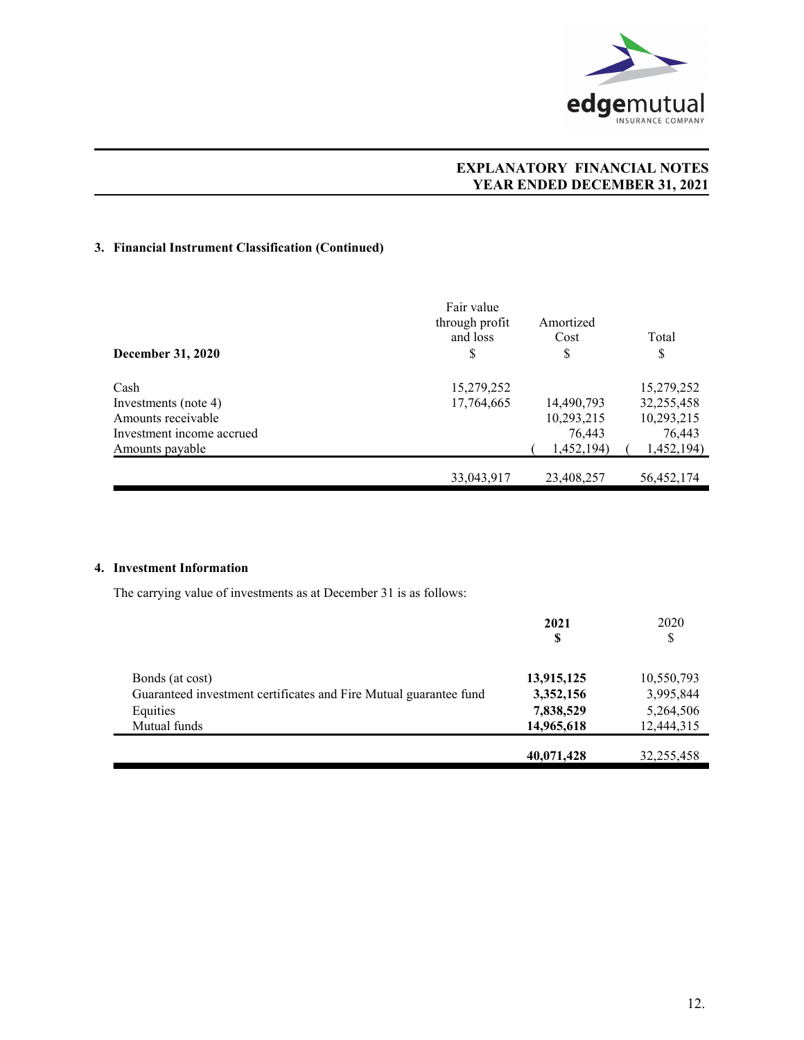## EXPLANATORY FINANCIAL NOTES
## YEAR ENDED DECEMBER 31, 2021

### 3. Financial Instrument Classification (Continued)

| December 31, 2020 | Fair value through profit and loss $ | Amortized Cost $ | Total $ |
|---|---|---|---|
| Cash | 15,279,252 | | 15,279,252 |
| Investments (note 4) | 17,764,665 | 14,490,793 | 32,255,458 |
| Amounts receivable | | 10,293,215 | 10,293,215 |
| Investment income accrued | | 76,443 | 76,443 |
| Amounts payable | | (1,452,194) | (1,452,194) |
| | 33,043,917 | 23,408,257 | 56,452,174 |

### 4. Investment Information

The carrying value of investments as at December 31 is as follows:

| | **2021 $** | 2020 $ |
|---|---|---|
| Bonds (at cost) | **13,915,125** | 10,550,793 |
| Guaranteed investment certificates and Fire Mutual guarantee fund | **3,352,156** | 3,995,844 |
| Equities | **7,838,529** | 5,264,506 |
| Mutual funds | **14,965,618** | 12,444,315 |
| | **40,071,428** | 32,255,458 |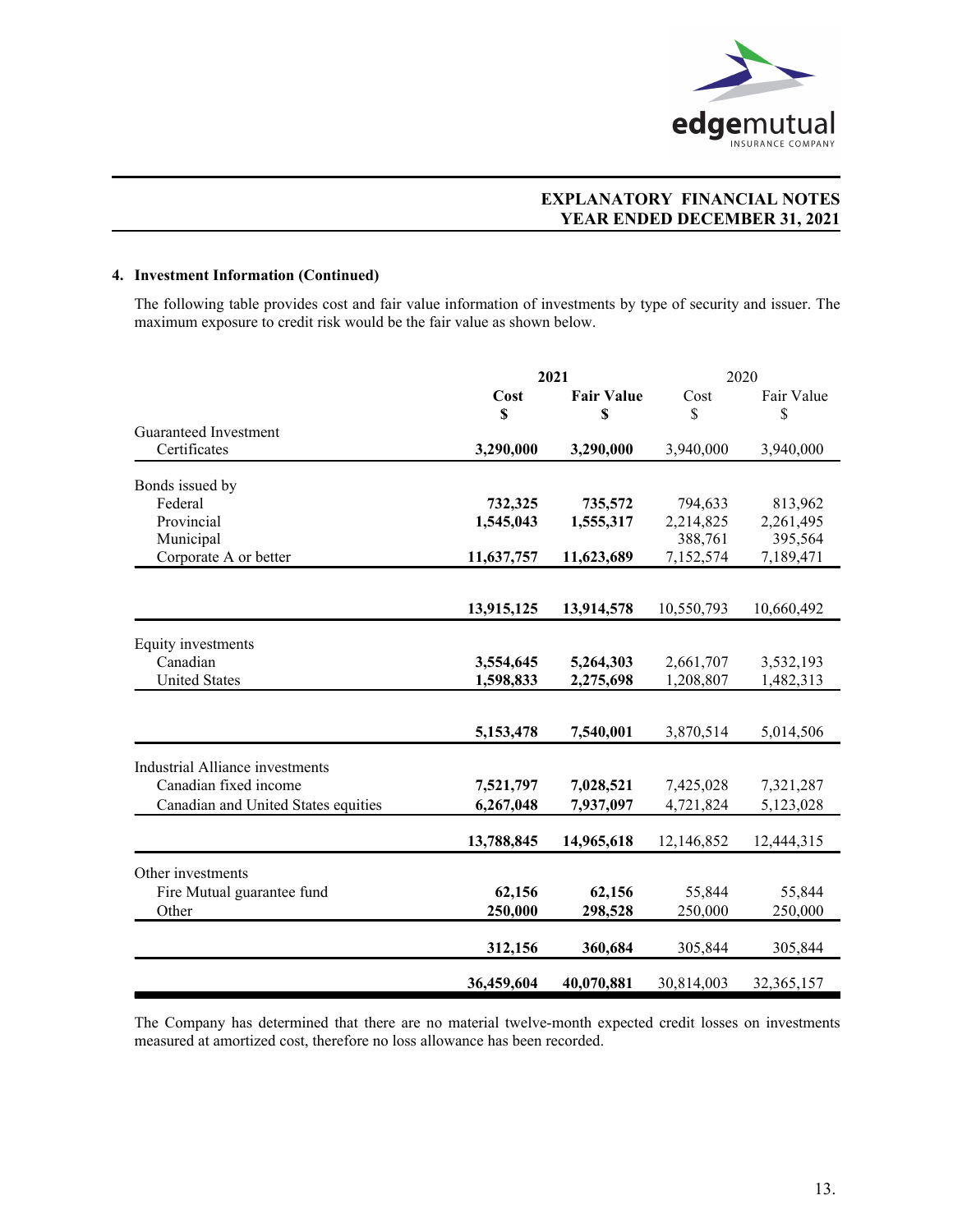## 4. Investment Information (Continued)

The following table provides cost and fair value information of investments by type of security and issuer. The maximum exposure to credit risk would be the fair value as shown below.

| | 2021 | | 2020 | |
|---|---|---|---|---|
| | **Cost $** | **Fair Value $** | Cost $ | Fair Value $ |
| Guaranteed Investment Certificates | **3,290,000** | **3,290,000** | 3,940,000 | 3,940,000 |
| Bonds issued by | | | | |
| Federal | **732,325** | **735,572** | 794,633 | 813,962 |
| Provincial | **1,545,043** | **1,555,317** | 2,214,825 | 2,261,495 |
| Municipal | | | 388,761 | 395,564 |
| Corporate A or better | **11,637,757** | **11,623,689** | 7,152,574 | 7,189,471 |
| | **13,915,125** | **13,914,578** | 10,550,793 | 10,660,492 |
| Equity investments | | | | |
| Canadian | **3,554,645** | **5,264,303** | 2,661,707 | 3,532,193 |
| United States | **1,598,833** | **2,275,698** | 1,208,807 | 1,482,313 |
| | **5,153,478** | **7,540,001** | 3,870,514 | 5,014,506 |
| Industrial Alliance investments | | | | |
| Canadian fixed income | **7,521,797** | **7,028,521** | 7,425,028 | 7,321,287 |
| Canadian and United States equities | **6,267,048** | **7,937,097** | 4,721,824 | 5,123,028 |
| | **13,788,845** | **14,965,618** | 12,146,852 | 12,444,315 |
| Other investments | | | | |
| Fire Mutual guarantee fund | **62,156** | **62,156** | 55,844 | 55,844 |
| Other | **250,000** | **298,528** | 250,000 | 250,000 |
| | **312,156** | **360,684** | 305,844 | 305,844 |
| | **36,459,604** | **40,070,881** | 30,814,003 | 32,365,157 |

The Company has determined that there are no material twelve-month expected credit losses on investments measured at amortized cost, therefore no loss allowance has been recorded.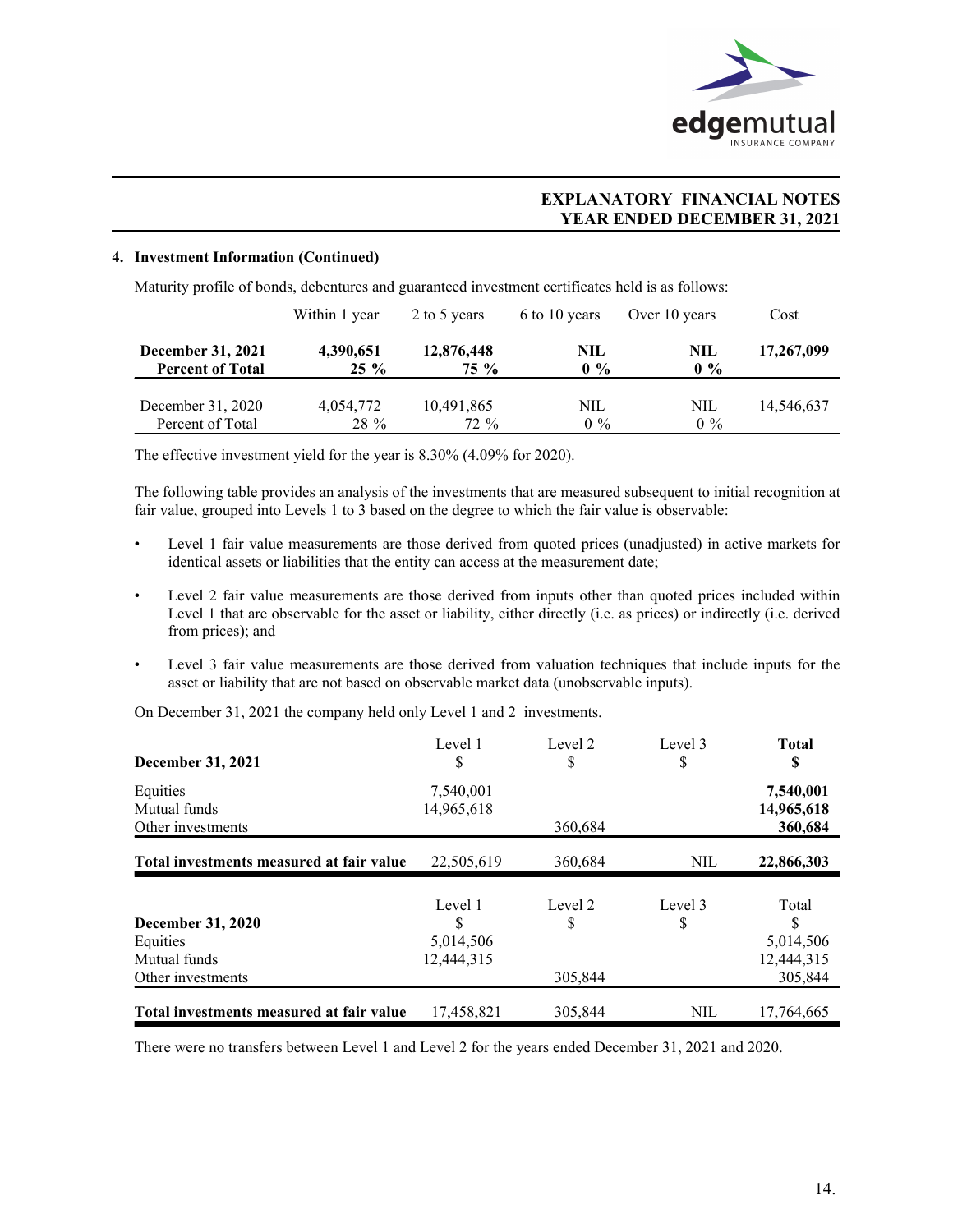**EXPLANATORY FINANCIAL NOTES**
**YEAR ENDED DECEMBER 31, 2021**

### 4. Investment Information (Continued)

Maturity profile of bonds, debentures and guaranteed investment certificates held is as follows:

| | Within 1 year | 2 to 5 years | 6 to 10 years | Over 10 years | Cost |
|---|---|---|---|---|---|
| **December 31, 2021** | **4,390,651** | **12,876,448** | **NIL** | **NIL** | **17,267,099** |
| **Percent of Total** | **25 %** | **75 %** | **0 %** | **0 %** | |
| December 31, 2020 | 4,054,772 | 10,491,865 | NIL | NIL | 14,546,637 |
| Percent of Total | 28 % | 72 % | 0 % | 0 % | |

The effective investment yield for the year is 8.30% (4.09% for 2020).

The following table provides an analysis of the investments that are measured subsequent to initial recognition at fair value, grouped into Levels 1 to 3 based on the degree to which the fair value is observable:

- Level 1 fair value measurements are those derived from quoted prices (unadjusted) in active markets for identical assets or liabilities that the entity can access at the measurement date;
- Level 2 fair value measurements are those derived from inputs other than quoted prices included within Level 1 that are observable for the asset or liability, either directly (i.e. as prices) or indirectly (i.e. derived from prices); and
- Level 3 fair value measurements are those derived from valuation techniques that include inputs for the asset or liability that are not based on observable market data (unobservable inputs).

On December 31, 2021 the company held only Level 1 and 2 investments.

| **December 31, 2021** | Level 1<br>$ | Level 2<br>$ | Level 3<br>$ | **Total**<br>**$** |
|---|---|---|---|---|
| Equities | 7,540,001 | | | **7,540,001** |
| Mutual funds | 14,965,618 | | | **14,965,618** |
| Other investments | | 360,684 | | **360,684** |
| **Total investments measured at fair value** | 22,505,619 | 360,684 | NIL | **22,866,303** |

| **December 31, 2020** | Level 1<br>$ | Level 2<br>$ | Level 3<br>$ | Total<br>$ |
|---|---|---|---|---|
| Equities | 5,014,506 | | | 5,014,506 |
| Mutual funds | 12,444,315 | | | 12,444,315 |
| Other investments | | 305,844 | | 305,844 |
| **Total investments measured at fair value** | 17,458,821 | 305,844 | NIL | 17,764,665 |

There were no transfers between Level 1 and Level 2 for the years ended December 31, 2021 and 2020.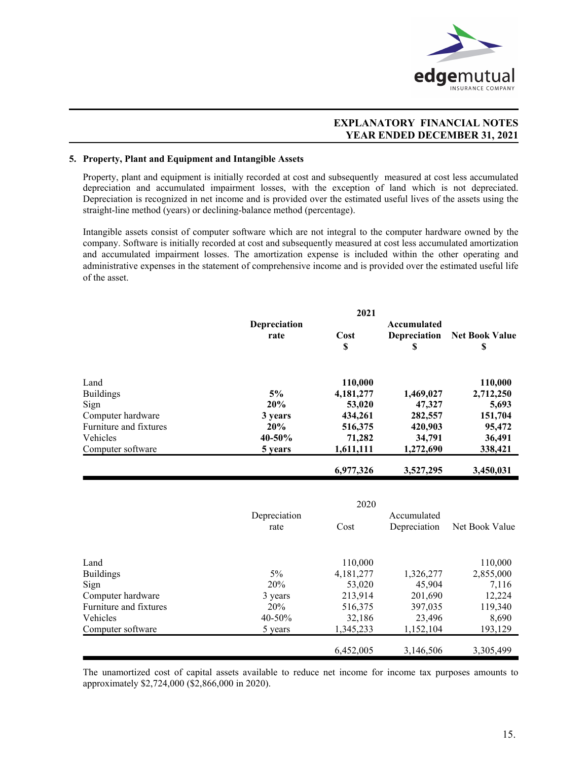**EXPLANATORY FINANCIAL NOTES**
**YEAR ENDED DECEMBER 31, 2021**

### 5. Property, Plant and Equipment and Intangible Assets

Property, plant and equipment is initially recorded at cost and subsequently measured at cost less accumulated depreciation and accumulated impairment losses, with the exception of land which is not depreciated. Depreciation is recognized in net income and is provided over the estimated useful lives of the assets using the straight-line method (years) or declining-balance method (percentage).

Intangible assets consist of computer software which are not integral to the computer hardware owned by the company. Software is initially recorded at cost and subsequently measured at cost less accumulated amortization and accumulated impairment losses. The amortization expense is included within the other operating and administrative expenses in the statement of comprehensive income and is provided over the estimated useful life of the asset.

| | | **2021** | | |
|---|---|---|---|---|
| | **Depreciation rate** | **Cost $** | **Accumulated Depreciation $** | **Net Book Value $** |
| Land | | **110,000** | | **110,000** |
| Buildings | **5%** | **4,181,277** | **1,469,027** | **2,712,250** |
| Sign | **20%** | **53,020** | **47,327** | **5,693** |
| Computer hardware | **3 years** | **434,261** | **282,557** | **151,704** |
| Furniture and fixtures | **20%** | **516,375** | **420,903** | **95,472** |
| Vehicles | **40-50%** | **71,282** | **34,791** | **36,491** |
| Computer software | **5 years** | **1,611,111** | **1,272,690** | **338,421** |
| | | **6,977,326** | **3,527,295** | **3,450,031** |

| | | 2020 | | |
|---|---|---|---|---|
| | Depreciation rate | Cost | Accumulated Depreciation | Net Book Value |
| Land | | 110,000 | | 110,000 |
| Buildings | 5% | 4,181,277 | 1,326,277 | 2,855,000 |
| Sign | 20% | 53,020 | 45,904 | 7,116 |
| Computer hardware | 3 years | 213,914 | 201,690 | 12,224 |
| Furniture and fixtures | 20% | 516,375 | 397,035 | 119,340 |
| Vehicles | 40-50% | 32,186 | 23,496 | 8,690 |
| Computer software | 5 years | 1,345,233 | 1,152,104 | 193,129 |
| | | 6,452,005 | 3,146,506 | 3,305,499 |

The unamortized cost of capital assets available to reduce net income for income tax purposes amounts to approximately $2,724,000 ($2,866,000 in 2020).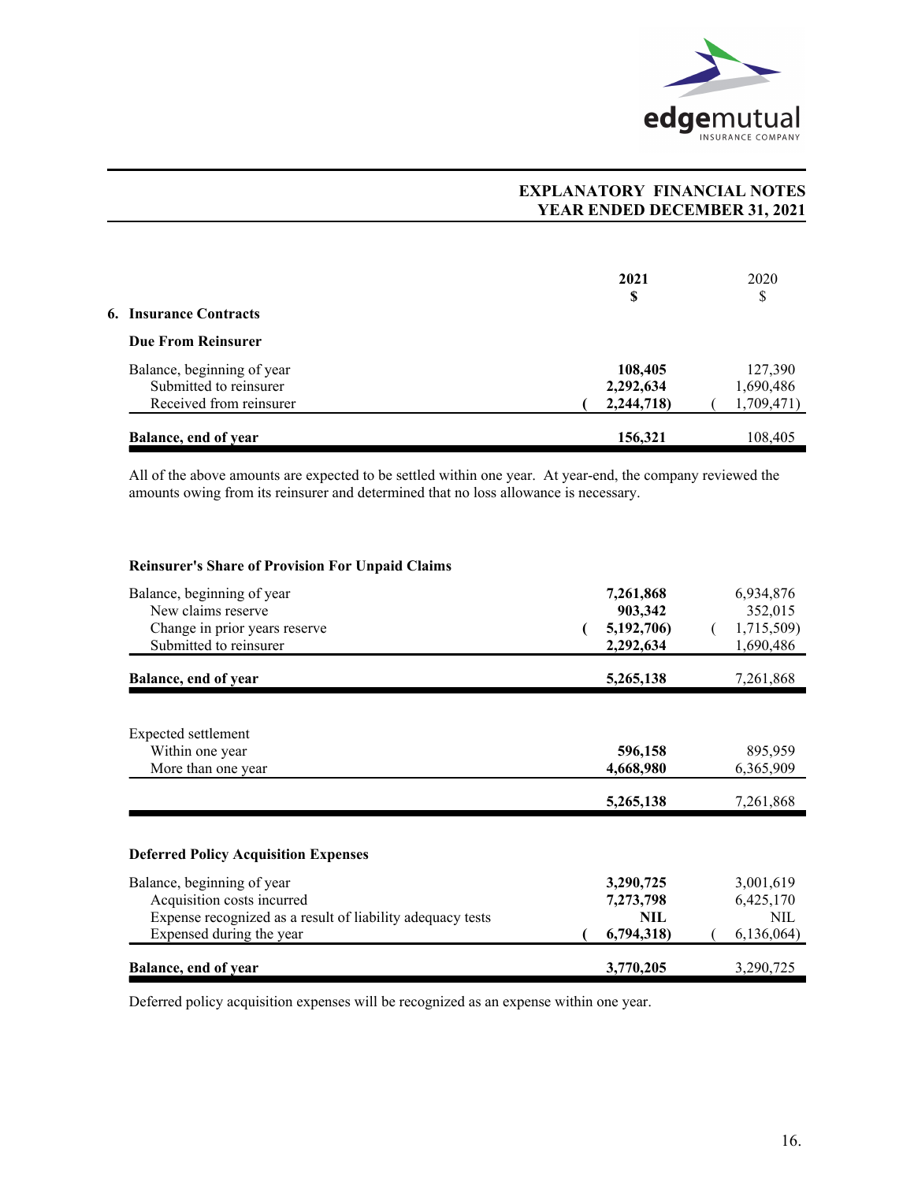# EXPLANATORY FINANCIAL NOTES
## YEAR ENDED DECEMBER 31, 2021

### 6. Insurance Contracts

**Due From Reinsurer**

| | 2021 $ | 2020 $ |
|---|---|---|
| Balance, beginning of year | **108,405** | 127,390 |
| Submitted to reinsurer | **2,292,634** | 1,690,486 |
| Received from reinsurer | **( 2,244,718)** | ( 1,709,471) |
| **Balance, end of year** | **156,321** | 108,405 |

All of the above amounts are expected to be settled within one year. At year-end, the company reviewed the amounts owing from its reinsurer and determined that no loss allowance is necessary.

**Reinsurer's Share of Provision For Unpaid Claims**

| | 2021 $ | 2020 $ |
|---|---|---|
| Balance, beginning of year | **7,261,868** | 6,934,876 |
| New claims reserve | **903,342** | 352,015 |
| Change in prior years reserve | **( 5,192,706)** | ( 1,715,509) |
| Submitted to reinsurer | **2,292,634** | 1,690,486 |
| **Balance, end of year** | **5,265,138** | 7,261,868 |

| | 2021 $ | 2020 $ |
|---|---|---|
| Expected settlement | | |
| Within one year | **596,158** | 895,959 |
| More than one year | **4,668,980** | 6,365,909 |
| | **5,265,138** | 7,261,868 |

**Deferred Policy Acquisition Expenses**

| | 2021 $ | 2020 $ |
|---|---|---|
| Balance, beginning of year | **3,290,725** | 3,001,619 |
| Acquisition costs incurred | **7,273,798** | 6,425,170 |
| Expense recognized as a result of liability adequacy tests | **NIL** | NIL |
| Expensed during the year | **( 6,794,318)** | ( 6,136,064) |
| **Balance, end of year** | **3,770,205** | 3,290,725 |

Deferred policy acquisition expenses will be recognized as an expense within one year.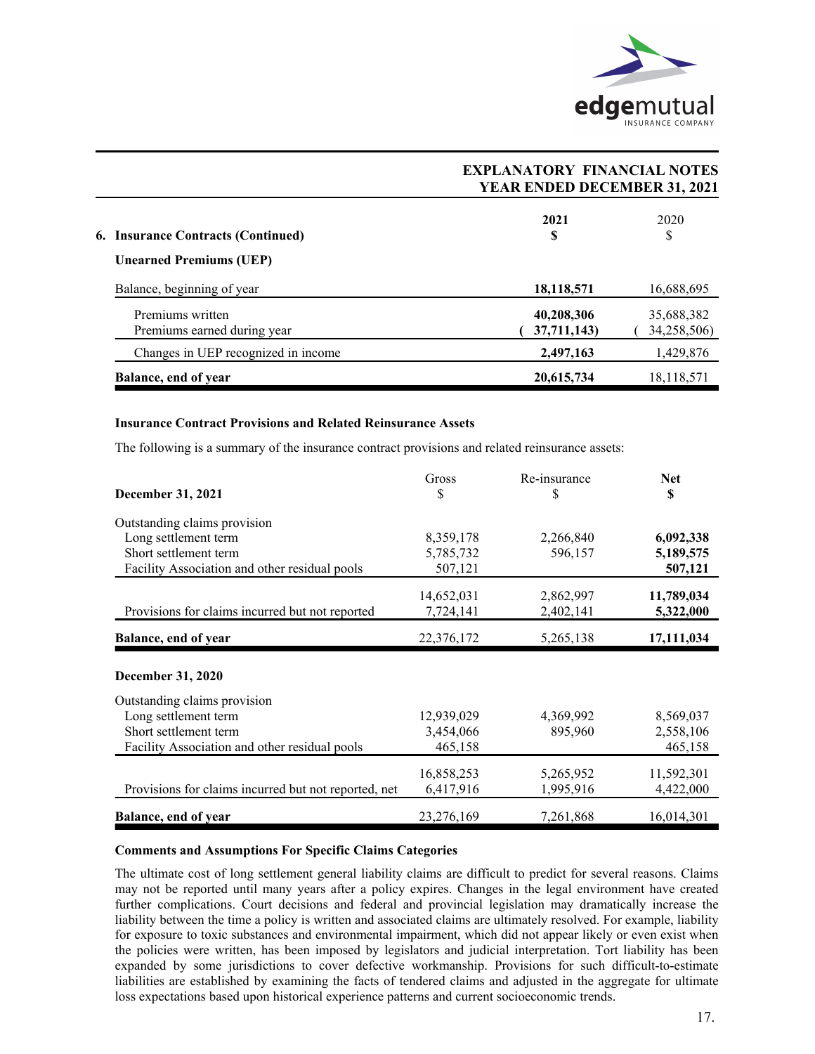# EXPLANATORY FINANCIAL NOTES
## YEAR ENDED DECEMBER 31, 2021

## 6. Insurance Contracts (Continued)

### Unearned Premiums (UEP)

| | **2021** **$** | 2020 $ |
|---|---|---|
| Balance, beginning of year | **18,118,571** | 16,688,695 |
| Premiums written | **40,208,306** | 35,688,382 |
| Premiums earned during year | **( 37,711,143)** | ( 34,258,506) |
| Changes in UEP recognized in income | **2,497,163** | 1,429,876 |
| **Balance, end of year** | **20,615,734** | 18,118,571 |

### Insurance Contract Provisions and Related Reinsurance Assets

The following is a summary of the insurance contract provisions and related reinsurance assets:

| **December 31, 2021** | Gross $ | Re-insurance $ | **Net** **$** |
|---|---|---|---|
| Outstanding claims provision | | | |
| Long settlement term | 8,359,178 | 2,266,840 | **6,092,338** |
| Short settlement term | 5,785,732 | 596,157 | **5,189,575** |
| Facility Association and other residual pools | 507,121 | | **507,121** |
| | 14,652,031 | 2,862,997 | **11,789,034** |
| Provisions for claims incurred but not reported | 7,724,141 | 2,402,141 | **5,322,000** |
| **Balance, end of year** | 22,376,172 | 5,265,138 | **17,111,034** |
| **December 31, 2020** | | | |
| Outstanding claims provision | | | |
| Long settlement term | 12,939,029 | 4,369,992 | 8,569,037 |
| Short settlement term | 3,454,066 | 895,960 | 2,558,106 |
| Facility Association and other residual pools | 465,158 | | 465,158 |
| | 16,858,253 | 5,265,952 | 11,592,301 |
| Provisions for claims incurred but not reported, net | 6,417,916 | 1,995,916 | 4,422,000 |
| **Balance, end of year** | 23,276,169 | 7,261,868 | 16,014,301 |

### Comments and Assumptions For Specific Claims Categories

The ultimate cost of long settlement general liability claims are difficult to predict for several reasons. Claims may not be reported until many years after a policy expires. Changes in the legal environment have created further complications. Court decisions and federal and provincial legislation may dramatically increase the liability between the time a policy is written and associated claims are ultimately resolved. For example, liability for exposure to toxic substances and environmental impairment, which did not appear likely or even exist when the policies were written, has been imposed by legislators and judicial interpretation. Tort liability has been expanded by some jurisdictions to cover defective workmanship. Provisions for such difficult-to-estimate liabilities are established by examining the facts of tendered claims and adjusted in the aggregate for ultimate loss expectations based upon historical experience patterns and current socioeconomic trends.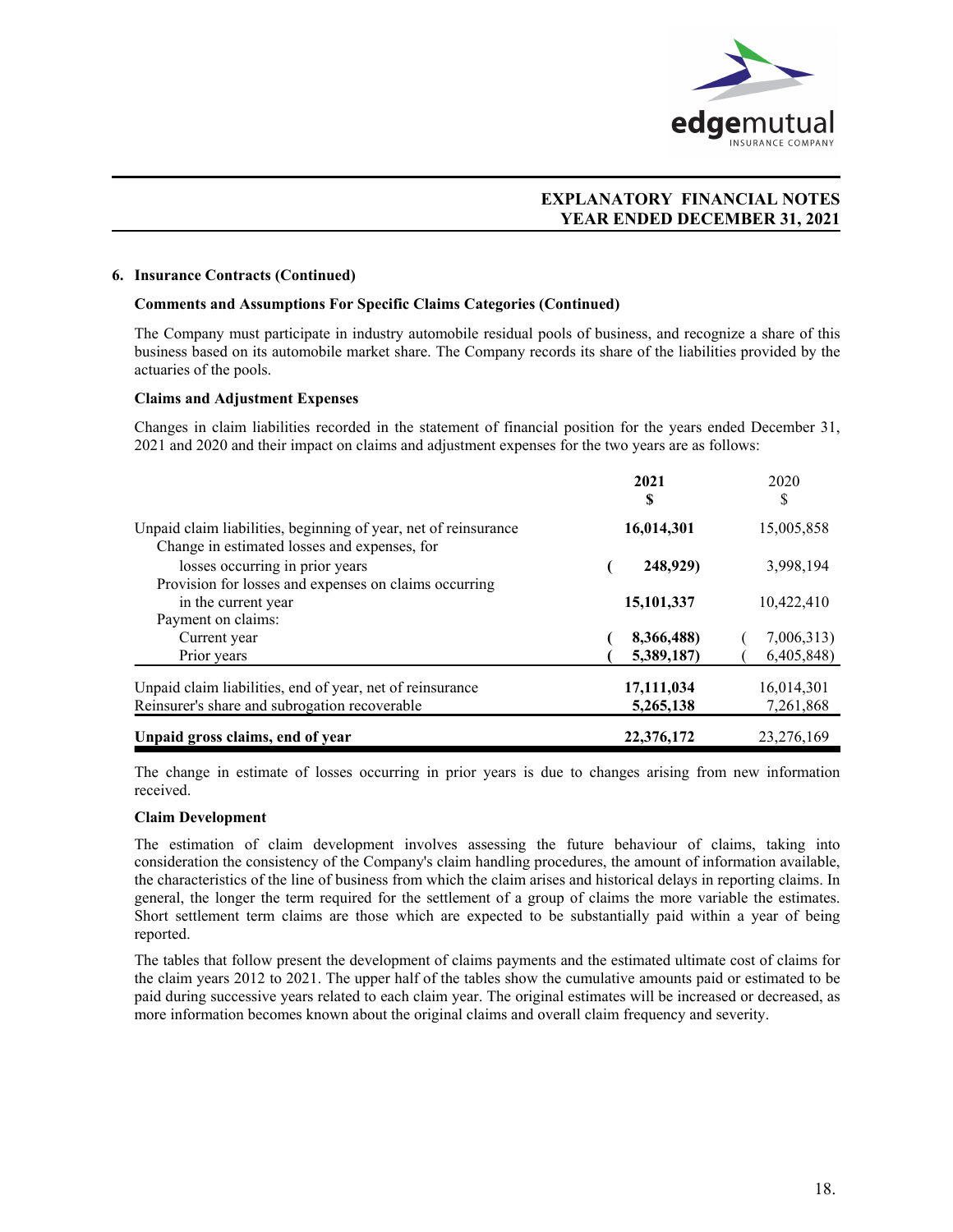**6. Insurance Contracts (Continued)**

**Comments and Assumptions For Specific Claims Categories (Continued)**

The Company must participate in industry automobile residual pools of business, and recognize a share of this business based on its automobile market share. The Company records its share of the liabilities provided by the actuaries of the pools.

**Claims and Adjustment Expenses**

Changes in claim liabilities recorded in the statement of financial position for the years ended December 31, 2021 and 2020 and their impact on claims and adjustment expenses for the two years are as follows:

| | **2021** **$** | 2020 $ |
|---|---|---|
| Unpaid claim liabilities, beginning of year, net of reinsurance | **16,014,301** | 15,005,858 |
| Change in estimated losses and expenses, for losses occurring in prior years | **( 248,929)** | 3,998,194 |
| Provision for losses and expenses on claims occurring in the current year | **15,101,337** | 10,422,410 |
| Payment on claims: | | |
| Current year | **( 8,366,488)** | ( 7,006,313) |
| Prior years | **( 5,389,187)** | ( 6,405,848) |
| Unpaid claim liabilities, end of year, net of reinsurance | **17,111,034** | 16,014,301 |
| Reinsurer's share and subrogation recoverable | **5,265,138** | 7,261,868 |
| **Unpaid gross claims, end of year** | **22,376,172** | 23,276,169 |

The change in estimate of losses occurring in prior years is due to changes arising from new information received.

**Claim Development**

The estimation of claim development involves assessing the future behaviour of claims, taking into consideration the consistency of the Company's claim handling procedures, the amount of information available, the characteristics of the line of business from which the claim arises and historical delays in reporting claims. In general, the longer the term required for the settlement of a group of claims the more variable the estimates. Short settlement term claims are those which are expected to be substantially paid within a year of being reported.

The tables that follow present the development of claims payments and the estimated ultimate cost of claims for the claim years 2012 to 2021. The upper half of the tables show the cumulative amounts paid or estimated to be paid during successive years related to each claim year. The original estimates will be increased or decreased, as more information becomes known about the original claims and overall claim frequency and severity.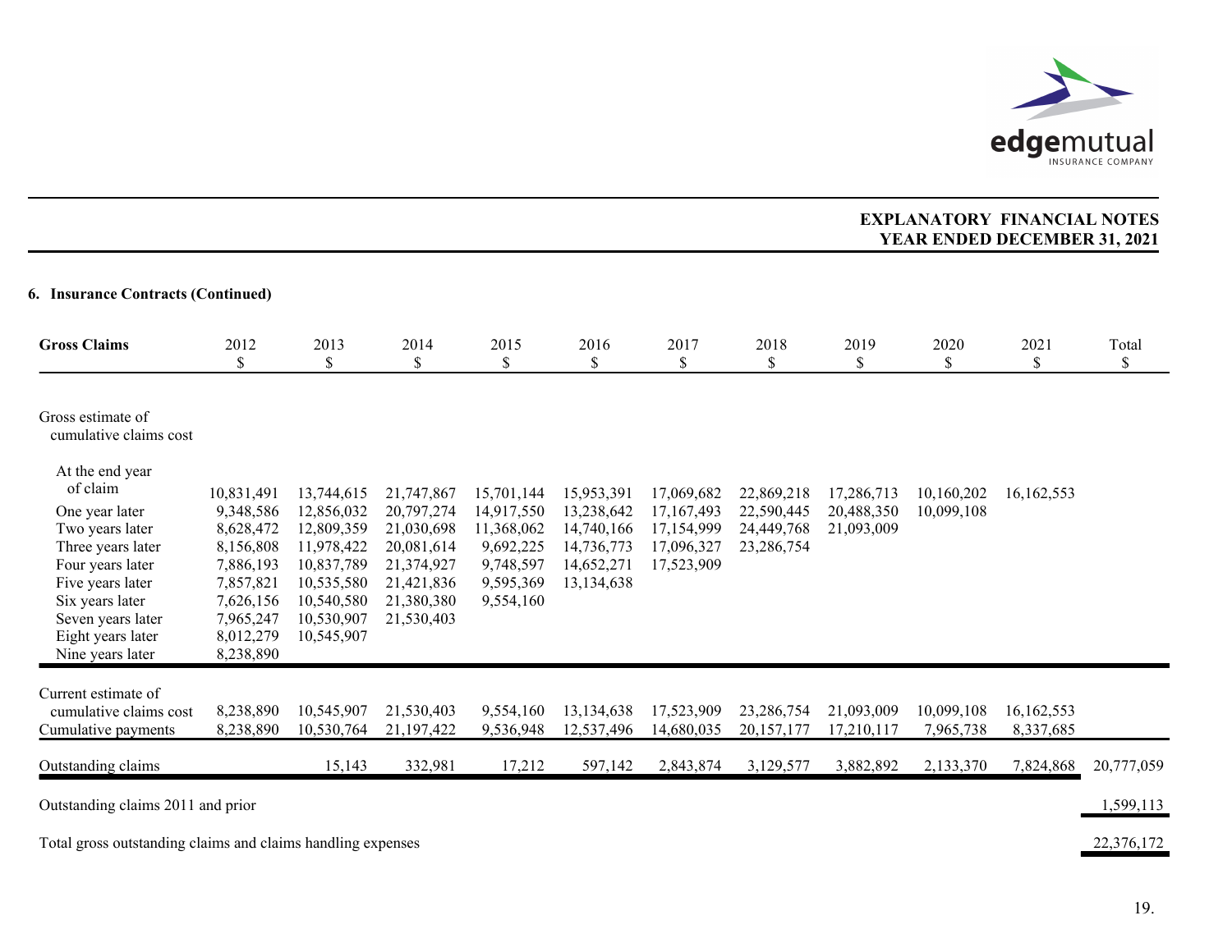**EXPLANATORY FINANCIAL NOTES**
**YEAR ENDED DECEMBER 31, 2021**

### 6. Insurance Contracts (Continued)

| Gross Claims | 2012<br>$ | 2013<br>$ | 2014<br>$ | 2015<br>$ | 2016<br>$ | 2017<br>$ | 2018<br>$ | 2019<br>$ | 2020<br>$ | 2021<br>$ | Total<br>$ |
|---|---|---|---|---|---|---|---|---|---|---|---|
| Gross estimate of cumulative claims cost | | | | | | | | | | | |
| At the end year of claim | 10,831,491 | 13,744,615 | 21,747,867 | 15,701,144 | 15,953,391 | 17,069,682 | 22,869,218 | 17,286,713 | 10,160,202 | 16,162,553 | |
| One year later | 9,348,586 | 12,856,032 | 20,797,274 | 14,917,550 | 13,238,642 | 17,167,493 | 22,590,445 | 20,488,350 | 10,099,108 | | |
| Two years later | 8,628,472 | 12,809,359 | 21,030,698 | 11,368,062 | 14,740,166 | 17,154,999 | 24,449,768 | 21,093,009 | | | |
| Three years later | 8,156,808 | 11,978,422 | 20,081,614 | 9,692,225 | 14,736,773 | 17,096,327 | 23,286,754 | | | | |
| Four years later | 7,886,193 | 10,837,789 | 21,374,927 | 9,748,597 | 14,652,271 | 17,523,909 | | | | | |
| Five years later | 7,857,821 | 10,535,580 | 21,421,836 | 9,595,369 | 13,134,638 | | | | | | |
| Six years later | 7,626,156 | 10,540,580 | 21,380,380 | 9,554,160 | | | | | | | |
| Seven years later | 7,965,247 | 10,530,907 | 21,530,403 | | | | | | | | |
| Eight years later | 8,012,279 | 10,545,907 | | | | | | | | | |
| Nine years later | 8,238,890 | | | | | | | | | | |
| Current estimate of cumulative claims cost | 8,238,890 | 10,545,907 | 21,530,403 | 9,554,160 | 13,134,638 | 17,523,909 | 23,286,754 | 21,093,009 | 10,099,108 | 16,162,553 | |
| Cumulative payments | 8,238,890 | 10,530,764 | 21,197,422 | 9,536,948 | 12,537,496 | 14,680,035 | 20,157,177 | 17,210,117 | 7,965,738 | 8,337,685 | |
| Outstanding claims | | 15,143 | 332,981 | 17,212 | 597,142 | 2,843,874 | 3,129,577 | 3,882,892 | 2,133,370 | 7,824,868 | 20,777,059 |
| Outstanding claims 2011 and prior | | | | | | | | | | | 1,599,113 |
| Total gross outstanding claims and claims handling expenses | | | | | | | | | | | 22,376,172 |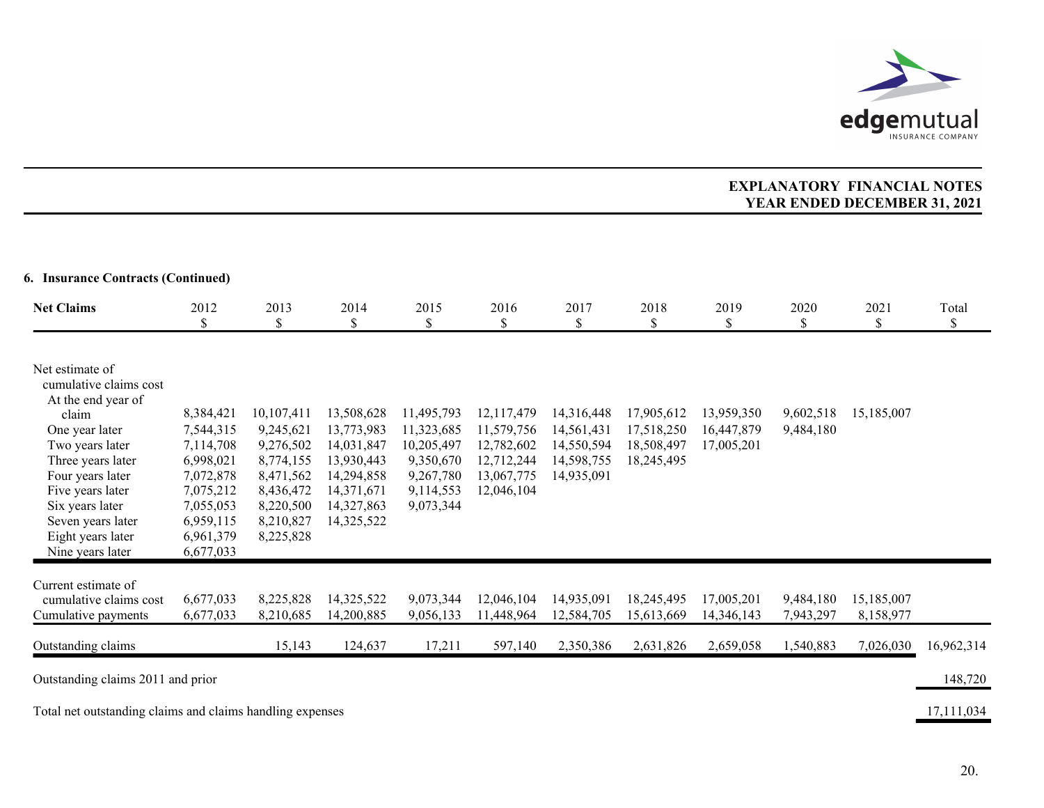## 6. Insurance Contracts (Continued)

| Net Claims | 2012 | 2013 | 2014 | 2015 | 2016 | 2017 | 2018 | 2019 | 2020 | 2021 | Total |
|---|---|---|---|---|---|---|---|---|---|---|---|
| | $ | $ | $ | $ | $ | $ | $ | $ | $ | $ | $ |
| Net estimate of cumulative claims cost | | | | | | | | | | | |
| At the end year of claim | 8,384,421 | 10,107,411 | 13,508,628 | 11,495,793 | 12,117,479 | 14,316,448 | 17,905,612 | 13,959,350 | 9,602,518 | 15,185,007 | |
| One year later | 7,544,315 | 9,245,621 | 13,773,983 | 11,323,685 | 11,579,756 | 14,561,431 | 17,518,250 | 16,447,879 | 9,484,180 | | |
| Two years later | 7,114,708 | 9,276,502 | 14,031,847 | 10,205,497 | 12,782,602 | 14,550,594 | 18,508,497 | 17,005,201 | | | |
| Three years later | 6,998,021 | 8,774,155 | 13,930,443 | 9,350,670 | 12,712,244 | 14,598,755 | 18,245,495 | | | | |
| Four years later | 7,072,878 | 8,471,562 | 14,294,858 | 9,267,780 | 13,067,775 | 14,935,091 | | | | | |
| Five years later | 7,075,212 | 8,436,472 | 14,371,671 | 9,114,553 | 12,046,104 | | | | | | |
| Six years later | 7,055,053 | 8,220,500 | 14,327,863 | 9,073,344 | | | | | | | |
| Seven years later | 6,959,115 | 8,210,827 | 14,325,522 | | | | | | | | |
| Eight years later | 6,961,379 | 8,225,828 | | | | | | | | | |
| Nine years later | 6,677,033 | | | | | | | | | | |
| Current estimate of cumulative claims cost | 6,677,033 | 8,225,828 | 14,325,522 | 9,073,344 | 12,046,104 | 14,935,091 | 18,245,495 | 17,005,201 | 9,484,180 | 15,185,007 | |
| Cumulative payments | 6,677,033 | 8,210,685 | 14,200,885 | 9,056,133 | 11,448,964 | 12,584,705 | 15,613,669 | 14,346,143 | 7,943,297 | 8,158,977 | |
| Outstanding claims | | 15,143 | 124,637 | 17,211 | 597,140 | 2,350,386 | 2,631,826 | 2,659,058 | 1,540,883 | 7,026,030 | 16,962,314 |
| Outstanding claims 2011 and prior | | | | | | | | | | | 148,720 |
| Total net outstanding claims and claims handling expenses | | | | | | | | | | | 17,111,034 |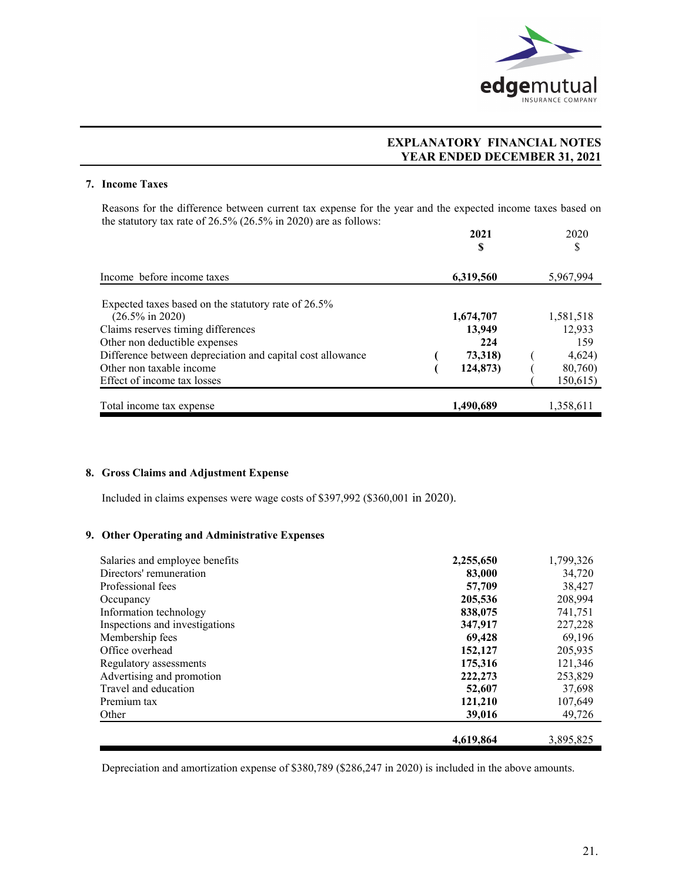## EXPLANATORY FINANCIAL NOTES
## YEAR ENDED DECEMBER 31, 2021

### 7. Income Taxes

Reasons for the difference between current tax expense for the year and the expected income taxes based on the statutory tax rate of 26.5% (26.5% in 2020) are as follows:

| | **2021** **$** | 2020 $ |
|---|---|---|
| Income before income taxes | **6,319,560** | 5,967,994 |
| Expected taxes based on the statutory rate of 26.5% (26.5% in 2020) | **1,674,707** | 1,581,518 |
| Claims reserves timing differences | **13,949** | 12,933 |
| Other non deductible expenses | **224** | 159 |
| Difference between depreciation and capital cost allowance | **(73,318)** | (4,624) |
| Other non taxable income | **(124,873)** | (80,760) |
| Effect of income tax losses | | (150,615) |
| Total income tax expense | **1,490,689** | 1,358,611 |

### 8. Gross Claims and Adjustment Expense

Included in claims expenses were wage costs of $397,992 ($360,001 in 2020).

### 9. Other Operating and Administrative Expenses

| | **2021** | 2020 |
|---|---|---|
| Salaries and employee benefits | **2,255,650** | 1,799,326 |
| Directors' remuneration | **83,000** | 34,720 |
| Professional fees | **57,709** | 38,427 |
| Occupancy | **205,536** | 208,994 |
| Information technology | **838,075** | 741,751 |
| Inspections and investigations | **347,917** | 227,228 |
| Membership fees | **69,428** | 69,196 |
| Office overhead | **152,127** | 205,935 |
| Regulatory assessments | **175,316** | 121,346 |
| Advertising and promotion | **222,273** | 253,829 |
| Travel and education | **52,607** | 37,698 |
| Premium tax | **121,210** | 107,649 |
| Other | **39,016** | 49,726 |
| | **4,619,864** | 3,895,825 |

Depreciation and amortization expense of $380,789 ($286,247 in 2020) is included in the above amounts.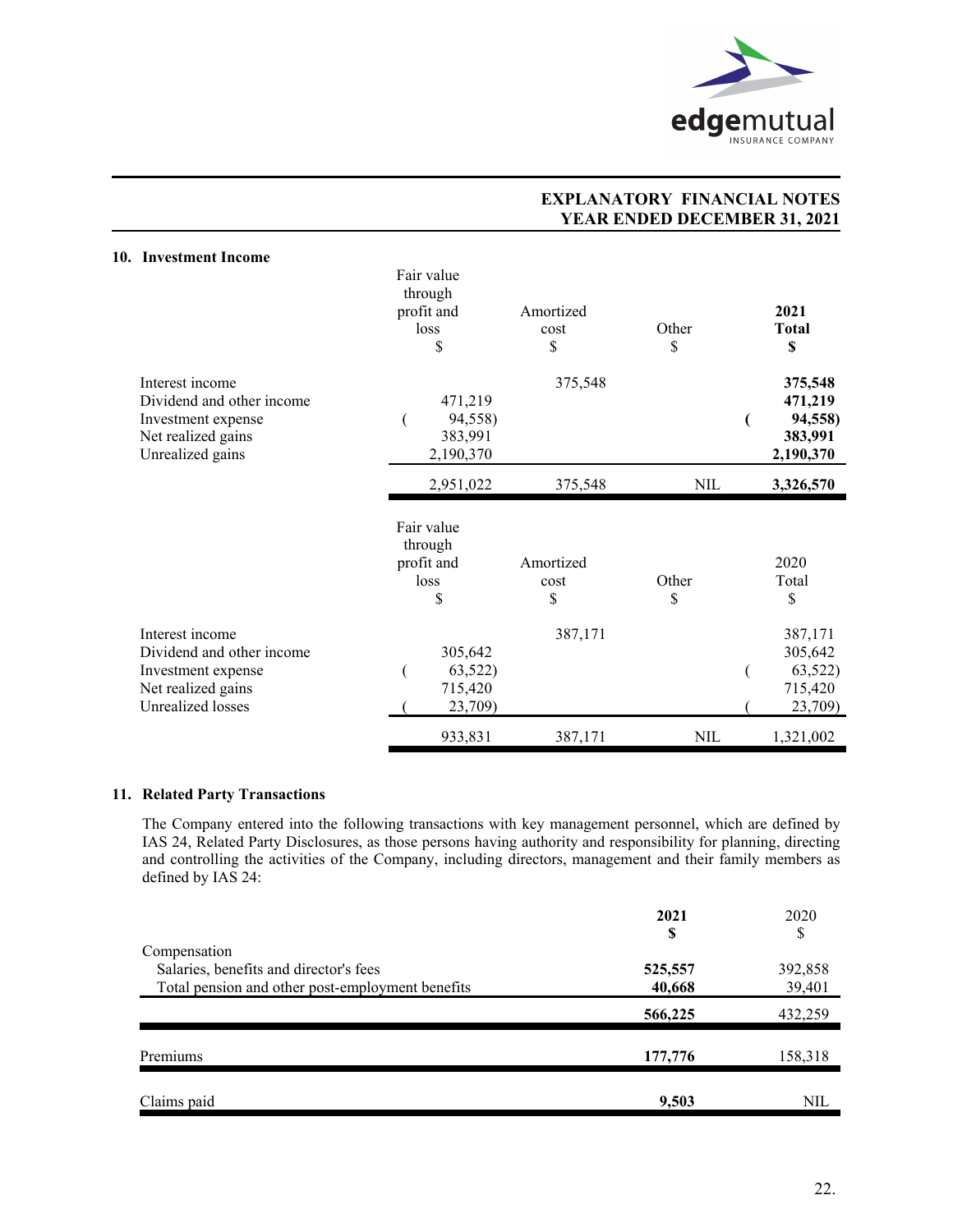## EXPLANATORY FINANCIAL NOTES
## YEAR ENDED DECEMBER 31, 2021

### 10. Investment Income

| | Fair value through profit and loss $ | Amortized cost $ | Other $ | **2021 Total $** |
|---|---|---|---|---|
| Interest income | | 375,548 | | **375,548** |
| Dividend and other income | 471,219 | | | **471,219** |
| Investment expense | ( 94,558) | | | **( 94,558)** |
| Net realized gains | 383,991 | | | **383,991** |
| Unrealized gains | 2,190,370 | | | **2,190,370** |
| | 2,951,022 | 375,548 | NIL | **3,326,570** |

| | Fair value through profit and loss $ | Amortized cost $ | Other $ | 2020 Total $ |
|---|---|---|---|---|
| Interest income | | 387,171 | | 387,171 |
| Dividend and other income | 305,642 | | | 305,642 |
| Investment expense | ( 63,522) | | | ( 63,522) |
| Net realized gains | 715,420 | | | 715,420 |
| Unrealized losses | ( 23,709) | | | ( 23,709) |
| | 933,831 | 387,171 | NIL | 1,321,002 |

### 11. Related Party Transactions

The Company entered into the following transactions with key management personnel, which are defined by IAS 24, Related Party Disclosures, as those persons having authority and responsibility for planning, directing and controlling the activities of the Company, including directors, management and their family members as defined by IAS 24:

| | **2021 $** | 2020 $ |
|---|---|---|
| Compensation | | |
| Salaries, benefits and director's fees | **525,557** | 392,858 |
| Total pension and other post-employment benefits | **40,668** | 39,401 |
| | **566,225** | 432,259 |
| Premiums | **177,776** | 158,318 |
| Claims paid | **9,503** | NIL |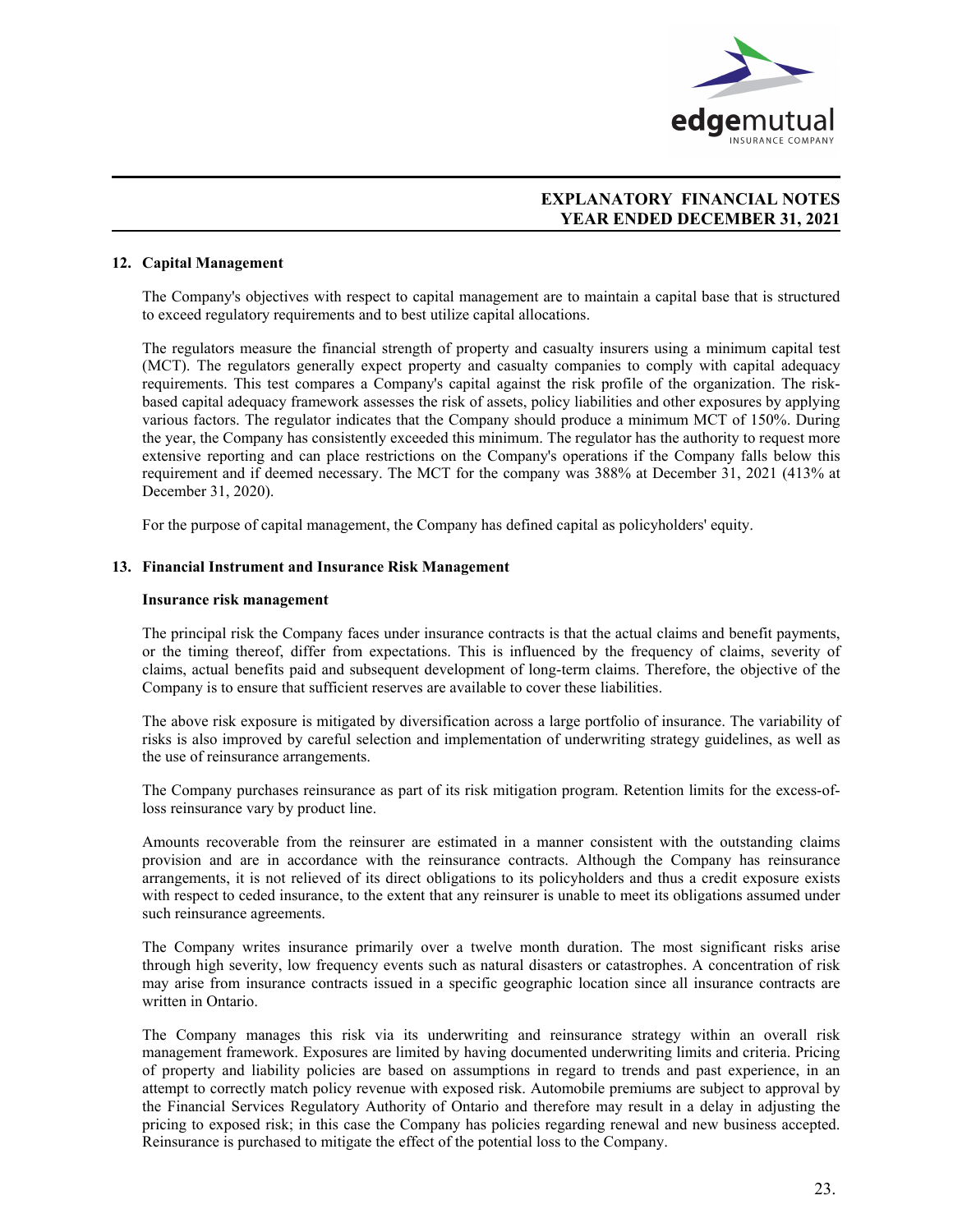## 12. Capital Management

The Company's objectives with respect to capital management are to maintain a capital base that is structured to exceed regulatory requirements and to best utilize capital allocations.

The regulators measure the financial strength of property and casualty insurers using a minimum capital test (MCT). The regulators generally expect property and casualty companies to comply with capital adequacy requirements. This test compares a Company's capital against the risk profile of the organization. The risk-based capital adequacy framework assesses the risk of assets, policy liabilities and other exposures by applying various factors. The regulator indicates that the Company should produce a minimum MCT of 150%. During the year, the Company has consistently exceeded this minimum. The regulator has the authority to request more extensive reporting and can place restrictions on the Company's operations if the Company falls below this requirement and if deemed necessary. The MCT for the company was 388% at December 31, 2021 (413% at December 31, 2020).

For the purpose of capital management, the Company has defined capital as policyholders' equity.

## 13. Financial Instrument and Insurance Risk Management

### Insurance risk management

The principal risk the Company faces under insurance contracts is that the actual claims and benefit payments, or the timing thereof, differ from expectations. This is influenced by the frequency of claims, severity of claims, actual benefits paid and subsequent development of long-term claims. Therefore, the objective of the Company is to ensure that sufficient reserves are available to cover these liabilities.

The above risk exposure is mitigated by diversification across a large portfolio of insurance. The variability of risks is also improved by careful selection and implementation of underwriting strategy guidelines, as well as the use of reinsurance arrangements.

The Company purchases reinsurance as part of its risk mitigation program. Retention limits for the excess-of-loss reinsurance vary by product line.

Amounts recoverable from the reinsurer are estimated in a manner consistent with the outstanding claims provision and are in accordance with the reinsurance contracts. Although the Company has reinsurance arrangements, it is not relieved of its direct obligations to its policyholders and thus a credit exposure exists with respect to ceded insurance, to the extent that any reinsurer is unable to meet its obligations assumed under such reinsurance agreements.

The Company writes insurance primarily over a twelve month duration. The most significant risks arise through high severity, low frequency events such as natural disasters or catastrophes. A concentration of risk may arise from insurance contracts issued in a specific geographic location since all insurance contracts are written in Ontario.

The Company manages this risk via its underwriting and reinsurance strategy within an overall risk management framework. Exposures are limited by having documented underwriting limits and criteria. Pricing of property and liability policies are based on assumptions in regard to trends and past experience, in an attempt to correctly match policy revenue with exposed risk. Automobile premiums are subject to approval by the Financial Services Regulatory Authority of Ontario and therefore may result in a delay in adjusting the pricing to exposed risk; in this case the Company has policies regarding renewal and new business accepted. Reinsurance is purchased to mitigate the effect of the potential loss to the Company.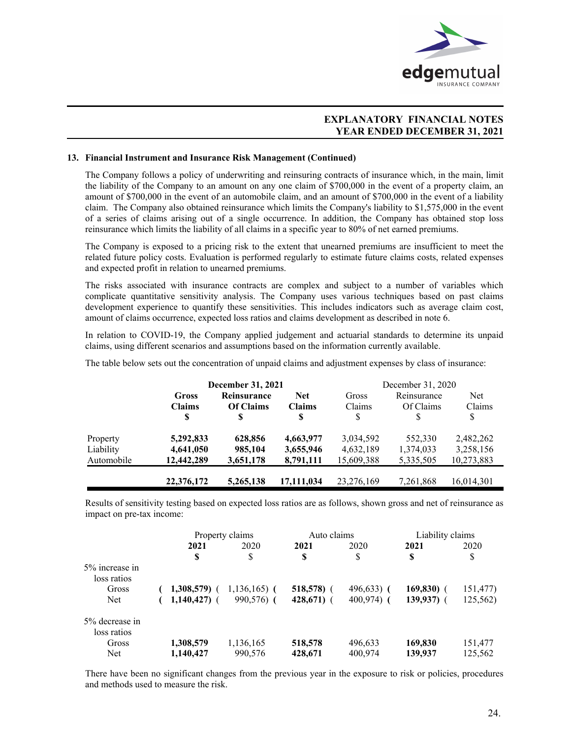### 13. Financial Instrument and Insurance Risk Management (Continued)

The Company follows a policy of underwriting and reinsuring contracts of insurance which, in the main, limit the liability of the Company to an amount on any one claim of $700,000 in the event of a property claim, an amount of $700,000 in the event of an automobile claim, and an amount of $700,000 in the event of a liability claim. The Company also obtained reinsurance which limits the Company's liability to $1,575,000 in the event of a series of claims arising out of a single occurrence. In addition, the Company has obtained stop loss reinsurance which limits the liability of all claims in a specific year to 80% of net earned premiums.

The Company is exposed to a pricing risk to the extent that unearned premiums are insufficient to meet the related future policy costs. Evaluation is performed regularly to estimate future claims costs, related expenses and expected profit in relation to unearned premiums.

The risks associated with insurance contracts are complex and subject to a number of variables which complicate quantitative sensitivity analysis. The Company uses various techniques based on past claims development experience to quantify these sensitivities. This includes indicators such as average claim cost, amount of claims occurrence, expected loss ratios and claims development as described in note 6.

In relation to COVID-19, the Company applied judgement and actuarial standards to determine its unpaid claims, using different scenarios and assumptions based on the information currently available.

The table below sets out the concentration of unpaid claims and adjustment expenses by class of insurance:

| | **December 31, 2021** | | | December 31, 2020 | | |
|---|---|---|---|---|---|---|
| | **Gross Claims $** | **Reinsurance Of Claims $** | **Net Claims $** | Gross Claims $ | Reinsurance Of Claims $ | Net Claims $ |
| Property | **5,292,833** | **628,856** | **4,663,977** | 3,034,592 | 552,330 | 2,482,262 |
| Liability | **4,641,050** | **985,104** | **3,655,946** | 4,632,189 | 1,374,033 | 3,258,156 |
| Automobile | **12,442,289** | **3,651,178** | **8,791,111** | 15,609,388 | 5,335,505 | 10,273,883 |
| | **22,376,172** | **5,265,138** | **17,111,034** | 23,276,169 | 7,261,868 | 16,014,301 |

Results of sensitivity testing based on expected loss ratios are as follows, shown gross and net of reinsurance as impact on pre-tax income:

| | Property claims | | Auto claims | | Liability claims | |
|---|---|---|---|---|---|---|
| | **2021 $** | 2020 $ | **2021 $** | 2020 $ | **2021 $** | 2020 $ |
| 5% increase in loss ratios | | | | | | |
| Gross | **(1,308,579)** | (1,136,165) | **(518,578)** | (496,633) | **(169,830)** | (151,477) |
| Net | **(1,140,427)** | (990,576) | **(428,671)** | (400,974) | **(139,937)** | (125,562) |
| 5% decrease in loss ratios | | | | | | |
| Gross | **1,308,579** | 1,136,165 | **518,578** | 496,633 | **169,830** | 151,477 |
| Net | **1,140,427** | 990,576 | **428,671** | 400,974 | **139,937** | 125,562 |

There have been no significant changes from the previous year in the exposure to risk or policies, procedures and methods used to measure the risk.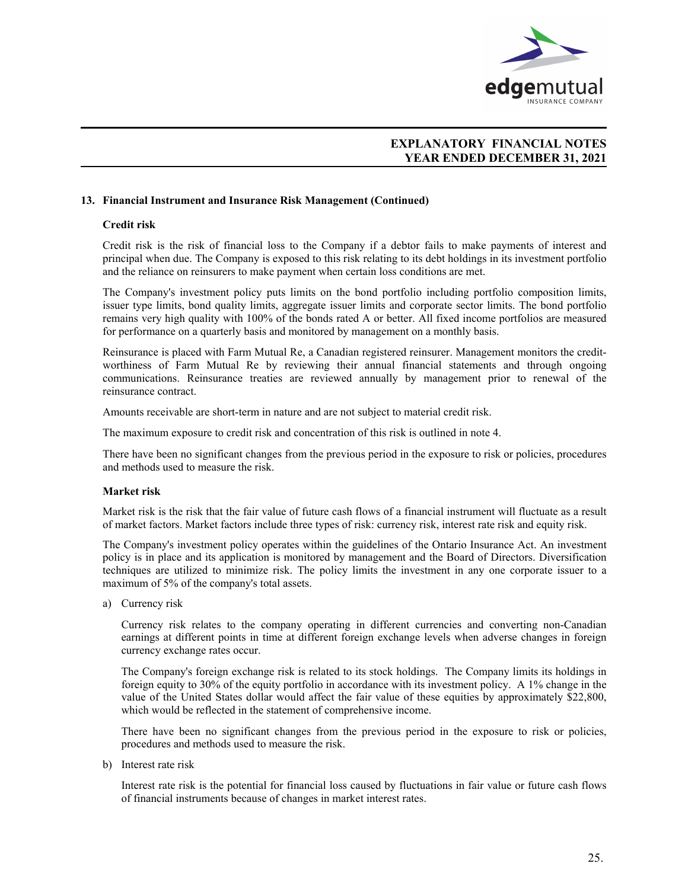## 13. Financial Instrument and Insurance Risk Management (Continued)

### Credit risk

Credit risk is the risk of financial loss to the Company if a debtor fails to make payments of interest and principal when due. The Company is exposed to this risk relating to its debt holdings in its investment portfolio and the reliance on reinsurers to make payment when certain loss conditions are met.

The Company's investment policy puts limits on the bond portfolio including portfolio composition limits, issuer type limits, bond quality limits, aggregate issuer limits and corporate sector limits. The bond portfolio remains very high quality with 100% of the bonds rated A or better. All fixed income portfolios are measured for performance on a quarterly basis and monitored by management on a monthly basis.

Reinsurance is placed with Farm Mutual Re, a Canadian registered reinsurer. Management monitors the credit-worthiness of Farm Mutual Re by reviewing their annual financial statements and through ongoing communications. Reinsurance treaties are reviewed annually by management prior to renewal of the reinsurance contract.

Amounts receivable are short-term in nature and are not subject to material credit risk.

The maximum exposure to credit risk and concentration of this risk is outlined in note 4.

There have been no significant changes from the previous period in the exposure to risk or policies, procedures and methods used to measure the risk.

### Market risk

Market risk is the risk that the fair value of future cash flows of a financial instrument will fluctuate as a result of market factors. Market factors include three types of risk: currency risk, interest rate risk and equity risk.

The Company's investment policy operates within the guidelines of the Ontario Insurance Act. An investment policy is in place and its application is monitored by management and the Board of Directors. Diversification techniques are utilized to minimize risk. The policy limits the investment in any one corporate issuer to a maximum of 5% of the company's total assets.

a) Currency risk

Currency risk relates to the company operating in different currencies and converting non-Canadian earnings at different points in time at different foreign exchange levels when adverse changes in foreign currency exchange rates occur.

The Company's foreign exchange risk is related to its stock holdings. The Company limits its holdings in foreign equity to 30% of the equity portfolio in accordance with its investment policy. A 1% change in the value of the United States dollar would affect the fair value of these equities by approximately $22,800, which would be reflected in the statement of comprehensive income.

There have been no significant changes from the previous period in the exposure to risk or policies, procedures and methods used to measure the risk.

b) Interest rate risk

Interest rate risk is the potential for financial loss caused by fluctuations in fair value or future cash flows of financial instruments because of changes in market interest rates.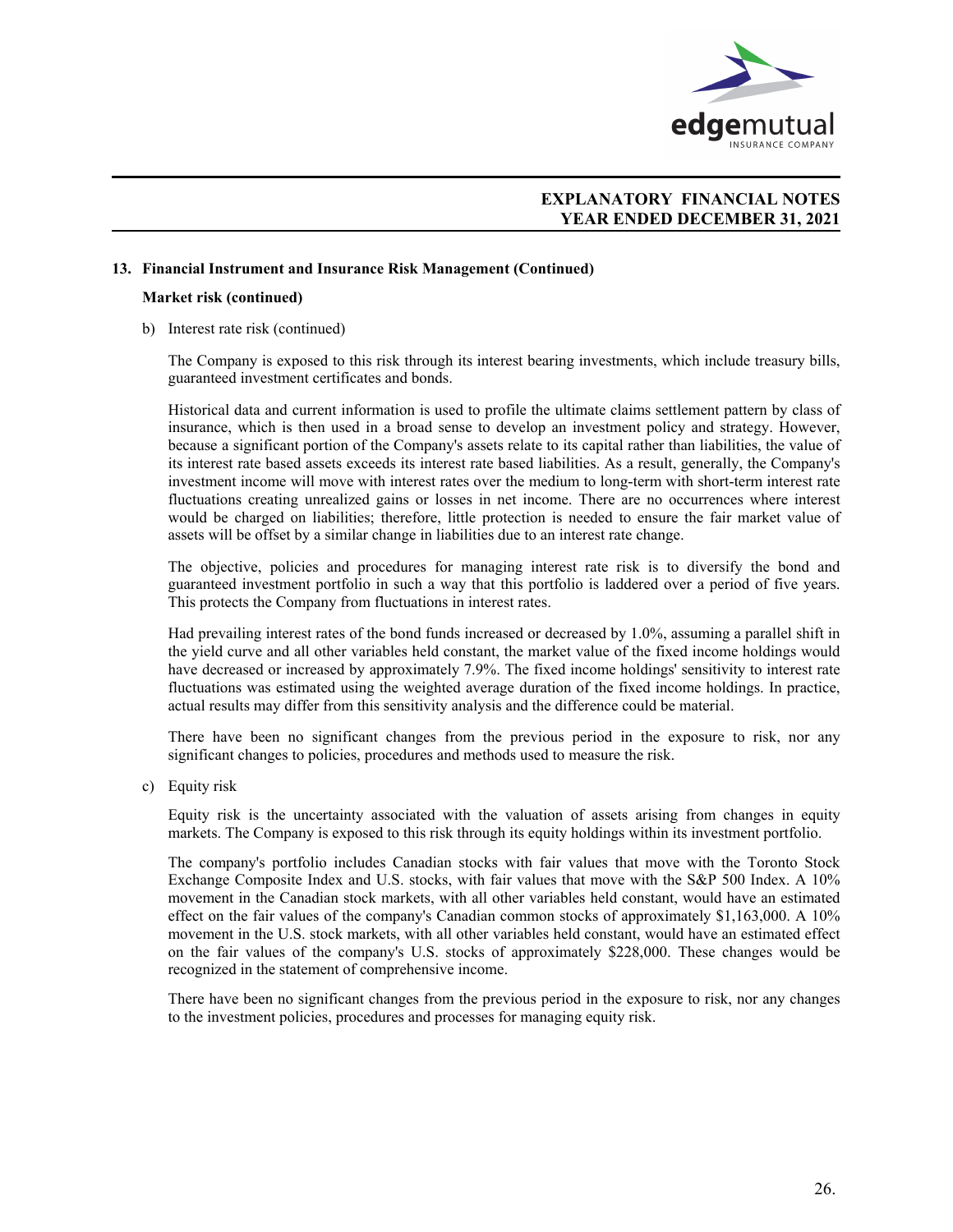## 13. Financial Instrument and Insurance Risk Management (Continued)

### Market risk (continued)

b) Interest rate risk (continued)

The Company is exposed to this risk through its interest bearing investments, which include treasury bills, guaranteed investment certificates and bonds.

Historical data and current information is used to profile the ultimate claims settlement pattern by class of insurance, which is then used in a broad sense to develop an investment policy and strategy. However, because a significant portion of the Company's assets relate to its capital rather than liabilities, the value of its interest rate based assets exceeds its interest rate based liabilities. As a result, generally, the Company's investment income will move with interest rates over the medium to long-term with short-term interest rate fluctuations creating unrealized gains or losses in net income. There are no occurrences where interest would be charged on liabilities; therefore, little protection is needed to ensure the fair market value of assets will be offset by a similar change in liabilities due to an interest rate change.

The objective, policies and procedures for managing interest rate risk is to diversify the bond and guaranteed investment portfolio in such a way that this portfolio is laddered over a period of five years. This protects the Company from fluctuations in interest rates.

Had prevailing interest rates of the bond funds increased or decreased by 1.0%, assuming a parallel shift in the yield curve and all other variables held constant, the market value of the fixed income holdings would have decreased or increased by approximately 7.9%. The fixed income holdings' sensitivity to interest rate fluctuations was estimated using the weighted average duration of the fixed income holdings. In practice, actual results may differ from this sensitivity analysis and the difference could be material.

There have been no significant changes from the previous period in the exposure to risk, nor any significant changes to policies, procedures and methods used to measure the risk.

c) Equity risk

Equity risk is the uncertainty associated with the valuation of assets arising from changes in equity markets. The Company is exposed to this risk through its equity holdings within its investment portfolio.

The company's portfolio includes Canadian stocks with fair values that move with the Toronto Stock Exchange Composite Index and U.S. stocks, with fair values that move with the S&P 500 Index. A 10% movement in the Canadian stock markets, with all other variables held constant, would have an estimated effect on the fair values of the company's Canadian common stocks of approximately $1,163,000. A 10% movement in the U.S. stock markets, with all other variables held constant, would have an estimated effect on the fair values of the company's U.S. stocks of approximately $228,000. These changes would be recognized in the statement of comprehensive income.

There have been no significant changes from the previous period in the exposure to risk, nor any changes to the investment policies, procedures and processes for managing equity risk.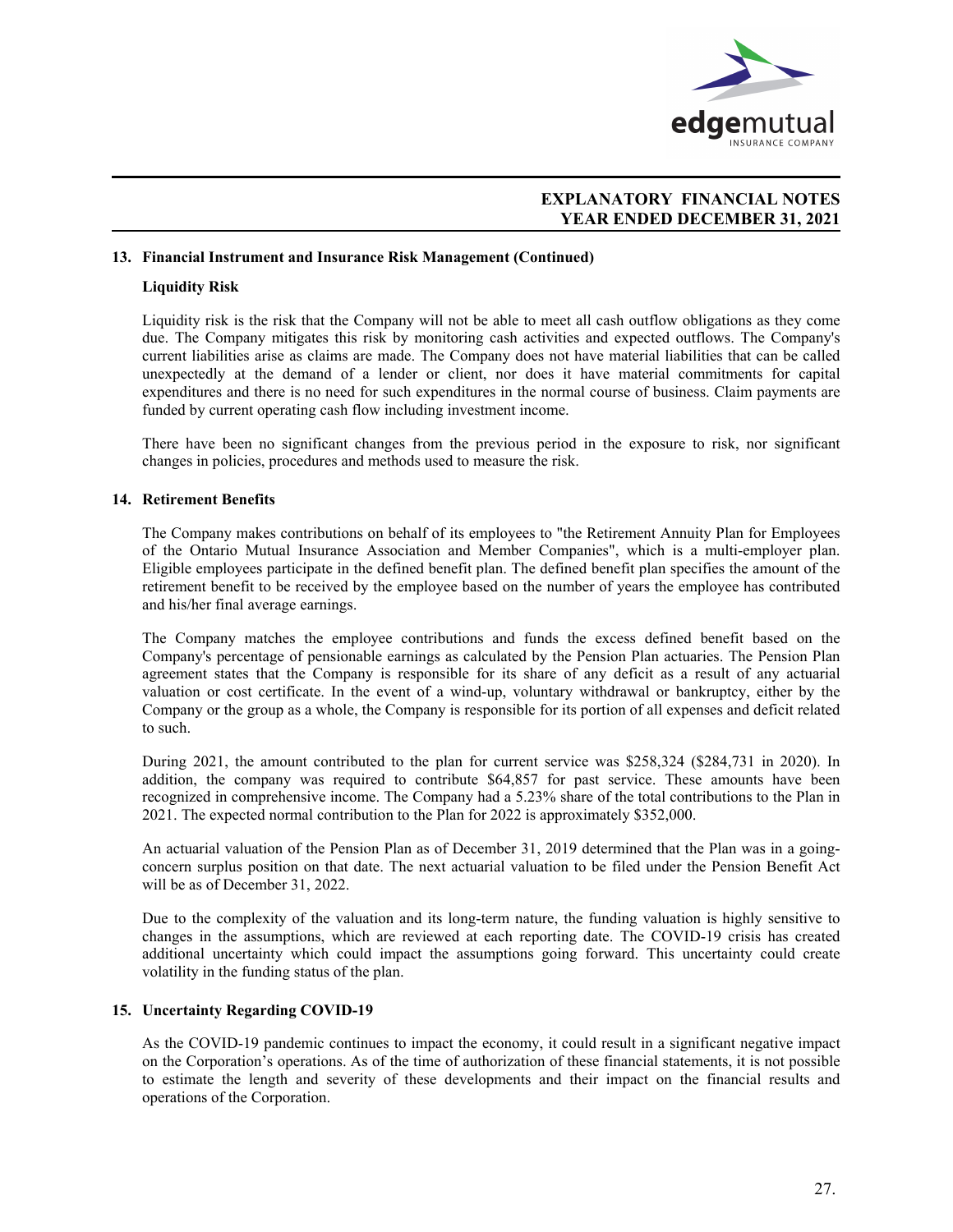## 13. Financial Instrument and Insurance Risk Management (Continued)

### Liquidity Risk

Liquidity risk is the risk that the Company will not be able to meet all cash outflow obligations as they come due. The Company mitigates this risk by monitoring cash activities and expected outflows. The Company's current liabilities arise as claims are made. The Company does not have material liabilities that can be called unexpectedly at the demand of a lender or client, nor does it have material commitments for capital expenditures and there is no need for such expenditures in the normal course of business. Claim payments are funded by current operating cash flow including investment income.

There have been no significant changes from the previous period in the exposure to risk, nor significant changes in policies, procedures and methods used to measure the risk.

## 14. Retirement Benefits

The Company makes contributions on behalf of its employees to "the Retirement Annuity Plan for Employees of the Ontario Mutual Insurance Association and Member Companies", which is a multi-employer plan. Eligible employees participate in the defined benefit plan. The defined benefit plan specifies the amount of the retirement benefit to be received by the employee based on the number of years the employee has contributed and his/her final average earnings.

The Company matches the employee contributions and funds the excess defined benefit based on the Company's percentage of pensionable earnings as calculated by the Pension Plan actuaries. The Pension Plan agreement states that the Company is responsible for its share of any deficit as a result of any actuarial valuation or cost certificate. In the event of a wind-up, voluntary withdrawal or bankruptcy, either by the Company or the group as a whole, the Company is responsible for its portion of all expenses and deficit related to such.

During 2021, the amount contributed to the plan for current service was $258,324 ($284,731 in 2020). In addition, the company was required to contribute $64,857 for past service. These amounts have been recognized in comprehensive income. The Company had a 5.23% share of the total contributions to the Plan in 2021. The expected normal contribution to the Plan for 2022 is approximately $352,000.

An actuarial valuation of the Pension Plan as of December 31, 2019 determined that the Plan was in a going-concern surplus position on that date. The next actuarial valuation to be filed under the Pension Benefit Act will be as of December 31, 2022.

Due to the complexity of the valuation and its long-term nature, the funding valuation is highly sensitive to changes in the assumptions, which are reviewed at each reporting date. The COVID-19 crisis has created additional uncertainty which could impact the assumptions going forward. This uncertainty could create volatility in the funding status of the plan.

## 15. Uncertainty Regarding COVID-19

As the COVID-19 pandemic continues to impact the economy, it could result in a significant negative impact on the Corporation's operations. As of the time of authorization of these financial statements, it is not possible to estimate the length and severity of these developments and their impact on the financial results and operations of the Corporation.